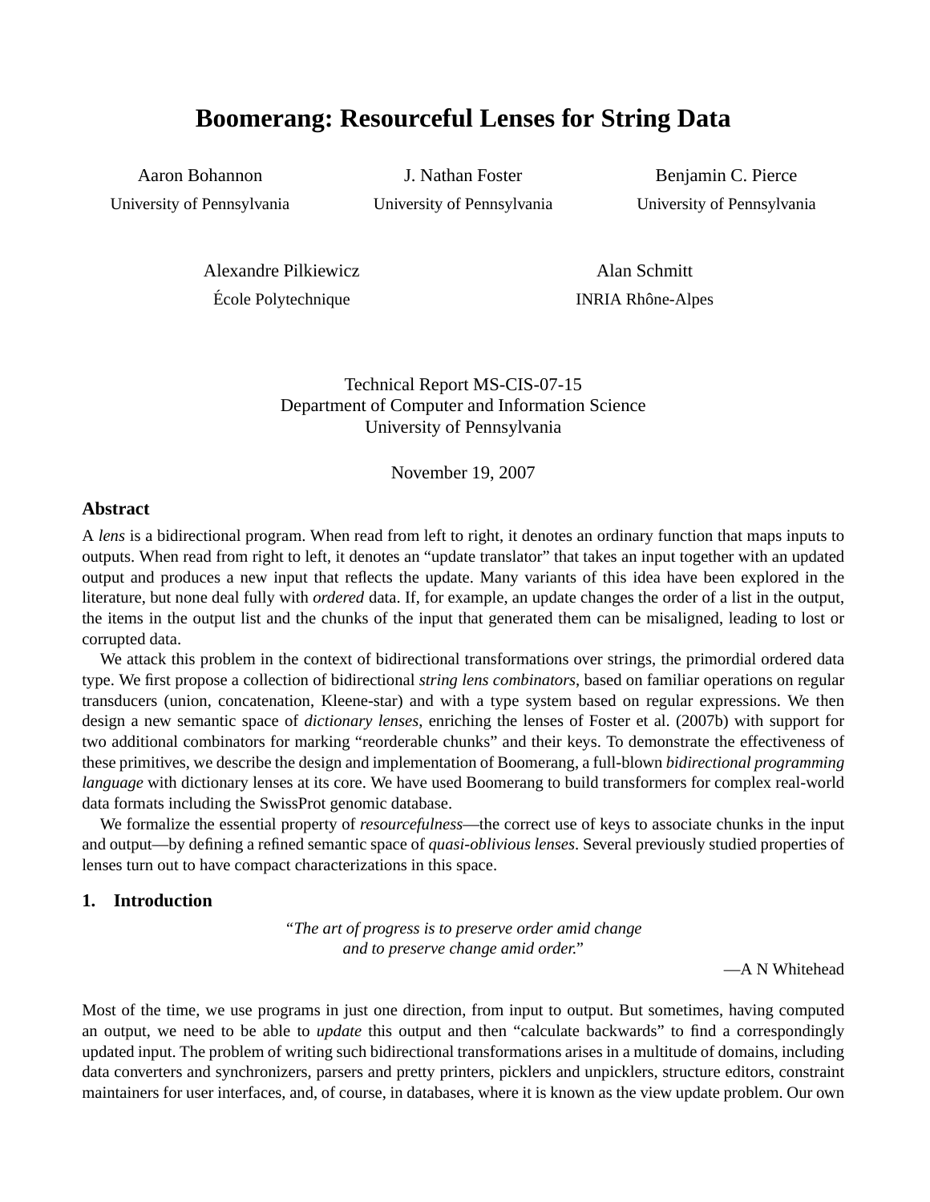# Boomerang: Resourceful Lenses for String Data

Aaron Bohannon
University of Pennsylvania

J. Nathan Foster
University of Pennsylvania

Benjamin C. Pierce
University of Pennsylvania

Alexandre Pilkiewicz
École Polytechnique

Alan Schmitt
INRIA Rhône-Alpes

Technical Report MS-CIS-07-15
Department of Computer and Information Science
University of Pennsylvania

November 19, 2007

## Abstract

A *lens* is a bidirectional program. When read from left to right, it denotes an ordinary function that maps inputs to outputs. When read from right to left, it denotes an "update translator" that takes an input together with an updated output and produces a new input that reflects the update. Many variants of this idea have been explored in the literature, but none deal fully with *ordered* data. If, for example, an update changes the order of a list in the output, the items in the output list and the chunks of the input that generated them can be misaligned, leading to lost or corrupted data.

We attack this problem in the context of bidirectional transformations over strings, the primordial ordered data type. We first propose a collection of bidirectional *string lens combinators*, based on familiar operations on regular transducers (union, concatenation, Kleene-star) and with a type system based on regular expressions. We then design a new semantic space of *dictionary lenses*, enriching the lenses of Foster et al. (2007b) with support for two additional combinators for marking "reorderable chunks" and their keys. To demonstrate the effectiveness of these primitives, we describe the design and implementation of Boomerang, a full-blown *bidirectional programming language* with dictionary lenses at its core. We have used Boomerang to build transformers for complex real-world data formats including the SwissProt genomic database.

We formalize the essential property of *resourcefulness*—the correct use of keys to associate chunks in the input and output—by defining a refined semantic space of *quasi-oblivious lenses*. Several previously studied properties of lenses turn out to have compact characterizations in this space.

## 1. Introduction

*"The art of progress is to preserve order amid change and to preserve change amid order."*

—A N Whitehead

Most of the time, we use programs in just one direction, from input to output. But sometimes, having computed an output, we need to be able to *update* this output and then "calculate backwards" to find a correspondingly updated input. The problem of writing such bidirectional transformations arises in a multitude of domains, including data converters and synchronizers, parsers and pretty printers, picklers and unpicklers, structure editors, constraint maintainers for user interfaces, and, of course, in databases, where it is known as the view update problem. Our own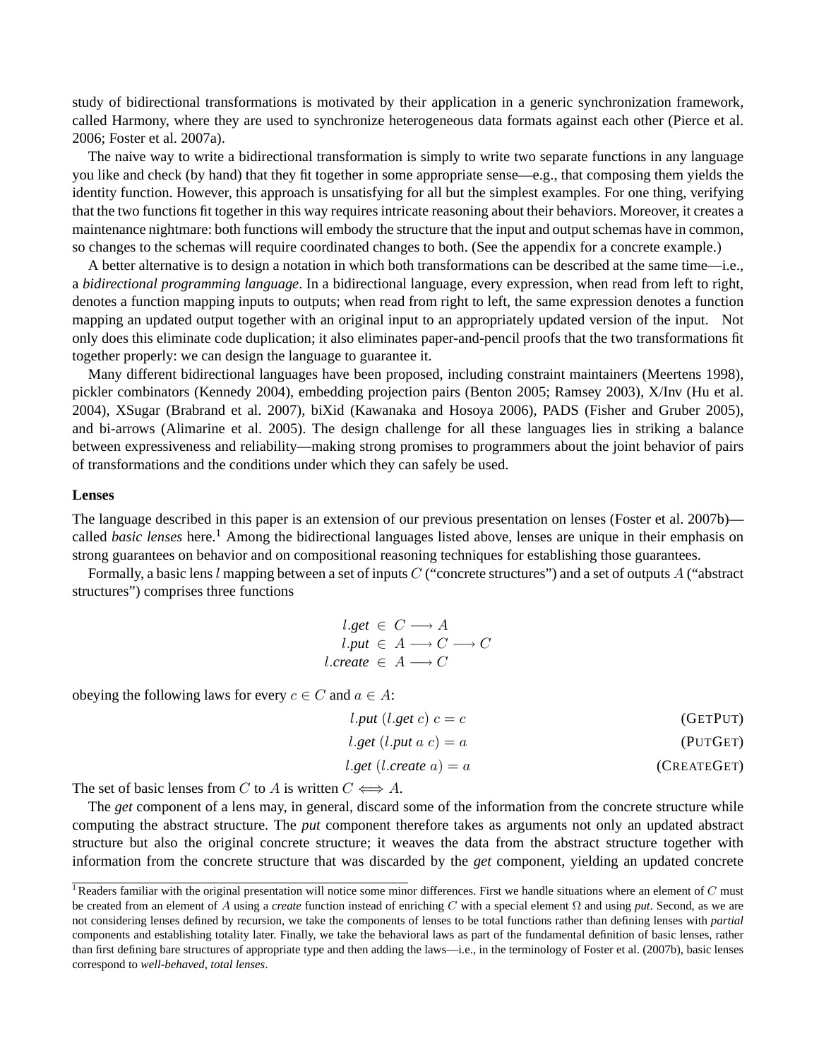study of bidirectional transformations is motivated by their application in a generic synchronization framework, called Harmony, where they are used to synchronize heterogeneous data formats against each other (Pierce et al. 2006; Foster et al. 2007a).

The naive way to write a bidirectional transformation is simply to write two separate functions in any language you like and check (by hand) that they fit together in some appropriate sense—e.g., that composing them yields the identity function. However, this approach is unsatisfying for all but the simplest examples. For one thing, verifying that the two functions fit together in this way requires intricate reasoning about their behaviors. Moreover, it creates a maintenance nightmare: both functions will embody the structure that the input and output schemas have in common, so changes to the schemas will require coordinated changes to both. (See the appendix for a concrete example.)

A better alternative is to design a notation in which both transformations can be described at the same time—i.e., a *bidirectional programming language*. In a bidirectional language, every expression, when read from left to right, denotes a function mapping inputs to outputs; when read from right to left, the same expression denotes a function mapping an updated output together with an original input to an appropriately updated version of the input. Not only does this eliminate code duplication; it also eliminates paper-and-pencil proofs that the two transformations fit together properly: we can design the language to guarantee it.

Many different bidirectional languages have been proposed, including constraint maintainers (Meertens 1998), pickler combinators (Kennedy 2004), embedding projection pairs (Benton 2005; Ramsey 2003), X/Inv (Hu et al. 2004), XSugar (Brabrand et al. 2007), biXid (Kawanaka and Hosoya 2006), PADS (Fisher and Gruber 2005), and bi-arrows (Alimarine et al. 2005). The design challenge for all these languages lies in striking a balance between expressiveness and reliability—making strong promises to programmers about the joint behavior of pairs of transformations and the conditions under which they can safely be used.

**Lenses**

The language described in this paper is an extension of our previous presentation on lenses (Foster et al. 2007b)—called *basic lenses* here.[1] Among the bidirectional languages listed above, lenses are unique in their emphasis on strong guarantees on behavior and on compositional reasoning techniques for establishing those guarantees.

Formally, a basic lens $l$ mapping between a set of inputs $C$ ("concrete structures") and a set of outputs $A$ ("abstract structures") comprises three functions

$$
\begin{aligned}
l.\mathit{get} &\in C \longrightarrow A \\
l.\mathit{put} &\in A \longrightarrow C \longrightarrow C \\
l.\mathit{create} &\in A \longrightarrow C
\end{aligned}
$$

obeying the following laws for every $c \in C$ and $a \in A$:

$$l.\mathit{put}\ (l.\mathit{get}\ c)\ c = c \qquad \text{(GETPUT)}$$

$$l.\mathit{get}\ (l.\mathit{put}\ a\ c) = a \qquad \text{(PUTGET)}$$

$$l.\mathit{get}\ (l.\mathit{create}\ a) = a \qquad \text{(CREATEGET)}$$

The set of basic lenses from $C$ to $A$ is written $C \Longleftrightarrow A$.

The *get* component of a lens may, in general, discard some of the information from the concrete structure while computing the abstract structure. The *put* component therefore takes as arguments not only an updated abstract structure but also the original concrete structure; it weaves the data from the abstract structure together with information from the concrete structure that was discarded by the *get* component, yielding an updated concrete

[1] Readers familiar with the original presentation will notice some minor differences. First we handle situations where an element of $C$ must be created from an element of $A$ using a *create* function instead of enriching $C$ with a special element $\Omega$ and using *put*. Second, as we are not considering lenses defined by recursion, we take the components of lenses to be total functions rather than defining lenses with *partial* components and establishing totality later. Finally, we take the behavioral laws as part of the fundamental definition of basic lenses, rather than first defining bare structures of appropriate type and then adding the laws—i.e., in the terminology of Foster et al. (2007b), basic lenses correspond to *well-behaved, total lenses*.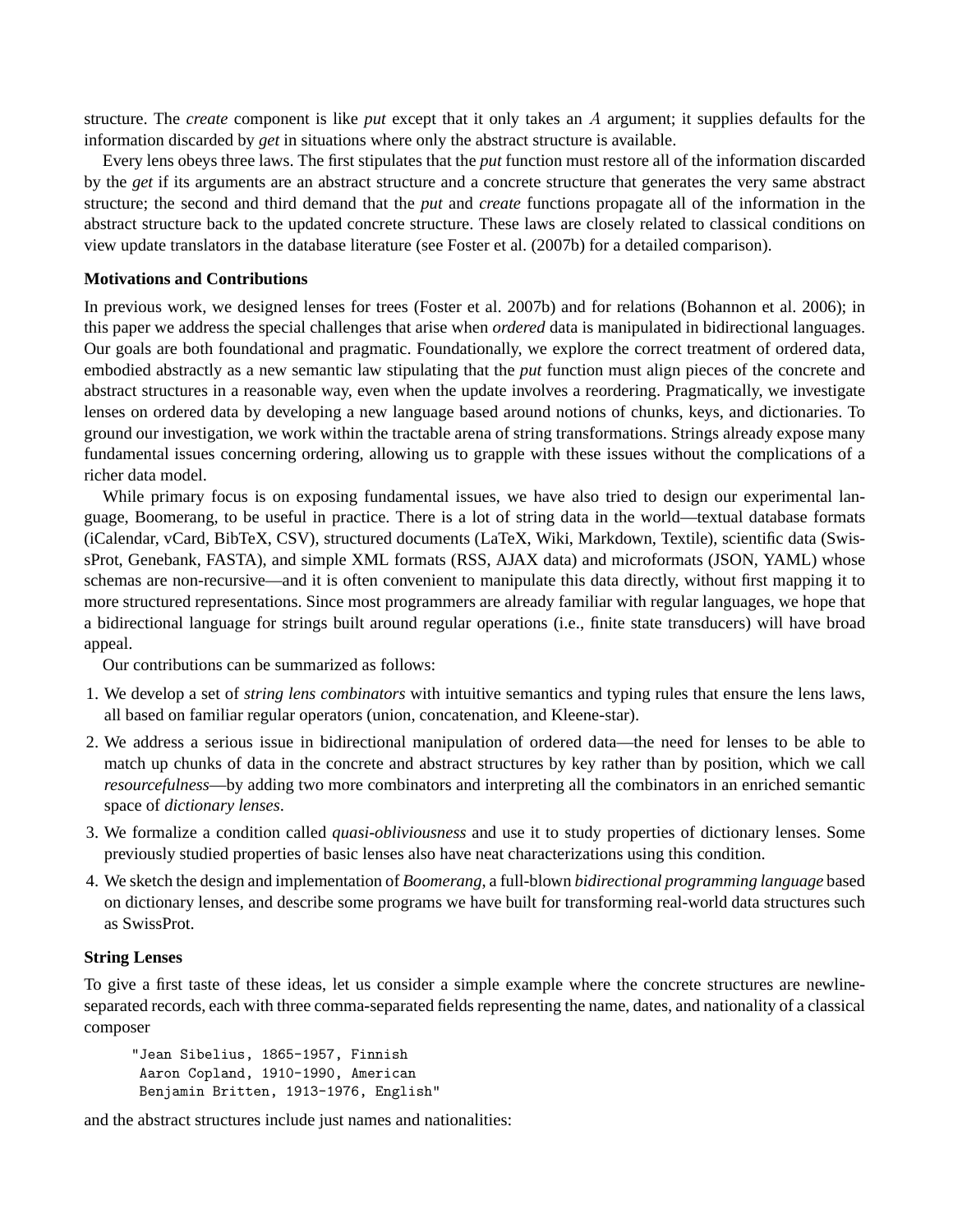structure. The *create* component is like *put* except that it only takes an $A$ argument; it supplies defaults for the information discarded by *get* in situations where only the abstract structure is available.

Every lens obeys three laws. The first stipulates that the *put* function must restore all of the information discarded by the *get* if its arguments are an abstract structure and a concrete structure that generates the very same abstract structure; the second and third demand that the *put* and *create* functions propagate all of the information in the abstract structure back to the updated concrete structure. These laws are closely related to classical conditions on view update translators in the database literature (see Foster et al. (2007b) for a detailed comparison).

### Motivations and Contributions

In previous work, we designed lenses for trees (Foster et al. 2007b) and for relations (Bohannon et al. 2006); in this paper we address the special challenges that arise when *ordered* data is manipulated in bidirectional languages. Our goals are both foundational and pragmatic. Foundationally, we explore the correct treatment of ordered data, embodied abstractly as a new semantic law stipulating that the *put* function must align pieces of the concrete and abstract structures in a reasonable way, even when the update involves a reordering. Pragmatically, we investigate lenses on ordered data by developing a new language based around notions of chunks, keys, and dictionaries. To ground our investigation, we work within the tractable arena of string transformations. Strings already expose many fundamental issues concerning ordering, allowing us to grapple with these issues without the complications of a richer data model.

While primary focus is on exposing fundamental issues, we have also tried to design our experimental language, Boomerang, to be useful in practice. There is a lot of string data in the world—textual database formats (iCalendar, vCard, BibTeX, CSV), structured documents (LaTeX, Wiki, Markdown, Textile), scientific data (SwissProt, Genebank, FASTA), and simple XML formats (RSS, AJAX data) and microformats (JSON, YAML) whose schemas are non-recursive—and it is often convenient to manipulate this data directly, without first mapping it to more structured representations. Since most programmers are already familiar with regular languages, we hope that a bidirectional language for strings built around regular operations (i.e., finite state transducers) will have broad appeal.

Our contributions can be summarized as follows:

1. We develop a set of *string lens combinators* with intuitive semantics and typing rules that ensure the lens laws, all based on familiar regular operators (union, concatenation, and Kleene-star).
2. We address a serious issue in bidirectional manipulation of ordered data—the need for lenses to be able to match up chunks of data in the concrete and abstract structures by key rather than by position, which we call *resourcefulness*—by adding two more combinators and interpreting all the combinators in an enriched semantic space of *dictionary lenses*.
3. We formalize a condition called *quasi-obliviousness* and use it to study properties of dictionary lenses. Some previously studied properties of basic lenses also have neat characterizations using this condition.
4. We sketch the design and implementation of *Boomerang*, a full-blown *bidirectional programming language* based on dictionary lenses, and describe some programs we have built for transforming real-world data structures such as SwissProt.

### String Lenses

To give a first taste of these ideas, let us consider a simple example where the concrete structures are newline-separated records, each with three comma-separated fields representing the name, dates, and nationality of a classical composer

```
"Jean Sibelius, 1865-1957, Finnish
 Aaron Copland, 1910-1990, American
 Benjamin Britten, 1913-1976, English"
```

and the abstract structures include just names and nationalities: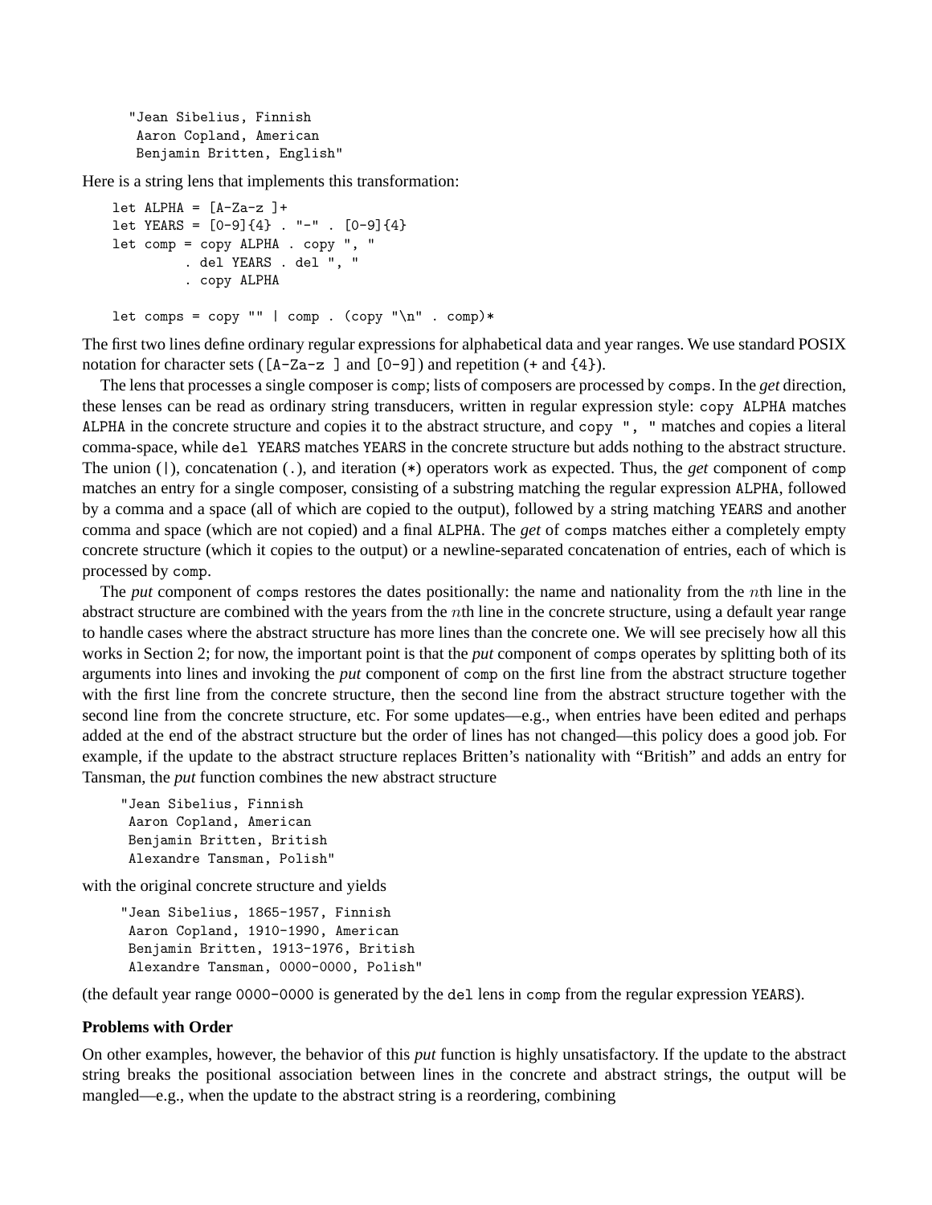```
"Jean Sibelius, Finnish
 Aaron Copland, American
 Benjamin Britten, English"
```

Here is a string lens that implements this transformation:

```
let ALPHA = [A-Za-z ]+
let YEARS = [0-9]{4} . "-" . [0-9]{4}
let comp = copy ALPHA . copy ", "
         . del YEARS . del ", "
         . copy ALPHA

let comps = copy "" | comp . (copy "\n" . comp)*
```

The first two lines define ordinary regular expressions for alphabetical data and year ranges. We use standard POSIX notation for character sets (`[A-Za-z ]` and `[0-9]`) and repetition (`+` and `{4}`).

The lens that processes a single composer is `comp`; lists of composers are processed by `comps`. In the *get* direction, these lenses can be read as ordinary string transducers, written in regular expression style: `copy ALPHA` matches `ALPHA` in the concrete structure and copies it to the abstract structure, and `copy ", "` matches and copies a literal comma-space, while `del YEARS` matches `YEARS` in the concrete structure but adds nothing to the abstract structure. The union (`|`), concatenation (`.`), and iteration (`*`) operators work as expected. Thus, the *get* component of `comp` matches an entry for a single composer, consisting of a substring matching the regular expression `ALPHA`, followed by a comma and a space (all of which are copied to the output), followed by a string matching `YEARS` and another comma and space (which are not copied) and a final `ALPHA`. The *get* of `comps` matches either a completely empty concrete structure (which it copies to the output) or a newline-separated concatenation of entries, each of which is processed by `comp`.

The *put* component of `comps` restores the dates positionally: the name and nationality from the $n$th line in the abstract structure are combined with the years from the $n$th line in the concrete structure, using a default year range to handle cases where the abstract structure has more lines than the concrete one. We will see precisely how all this works in Section 2; for now, the important point is that the *put* component of `comps` operates by splitting both of its arguments into lines and invoking the *put* component of `comp` on the first line from the abstract structure together with the first line from the concrete structure, then the second line from the abstract structure together with the second line from the concrete structure, etc. For some updates—e.g., when entries have been edited and perhaps added at the end of the abstract structure but the order of lines has not changed—this policy does a good job. For example, if the update to the abstract structure replaces Britten's nationality with "British" and adds an entry for Tansman, the *put* function combines the new abstract structure

```
"Jean Sibelius, Finnish
 Aaron Copland, American
 Benjamin Britten, British
 Alexandre Tansman, Polish"
```

with the original concrete structure and yields

```
"Jean Sibelius, 1865-1957, Finnish
 Aaron Copland, 1910-1990, American
 Benjamin Britten, 1913-1976, British
 Alexandre Tansman, 0000-0000, Polish"
```

(the default year range `0000-0000` is generated by the `del` lens in `comp` from the regular expression `YEARS`).

**Problems with Order**

On other examples, however, the behavior of this *put* function is highly unsatisfactory. If the update to the abstract string breaks the positional association between lines in the concrete and abstract strings, the output will be mangled—e.g., when the update to the abstract string is a reordering, combining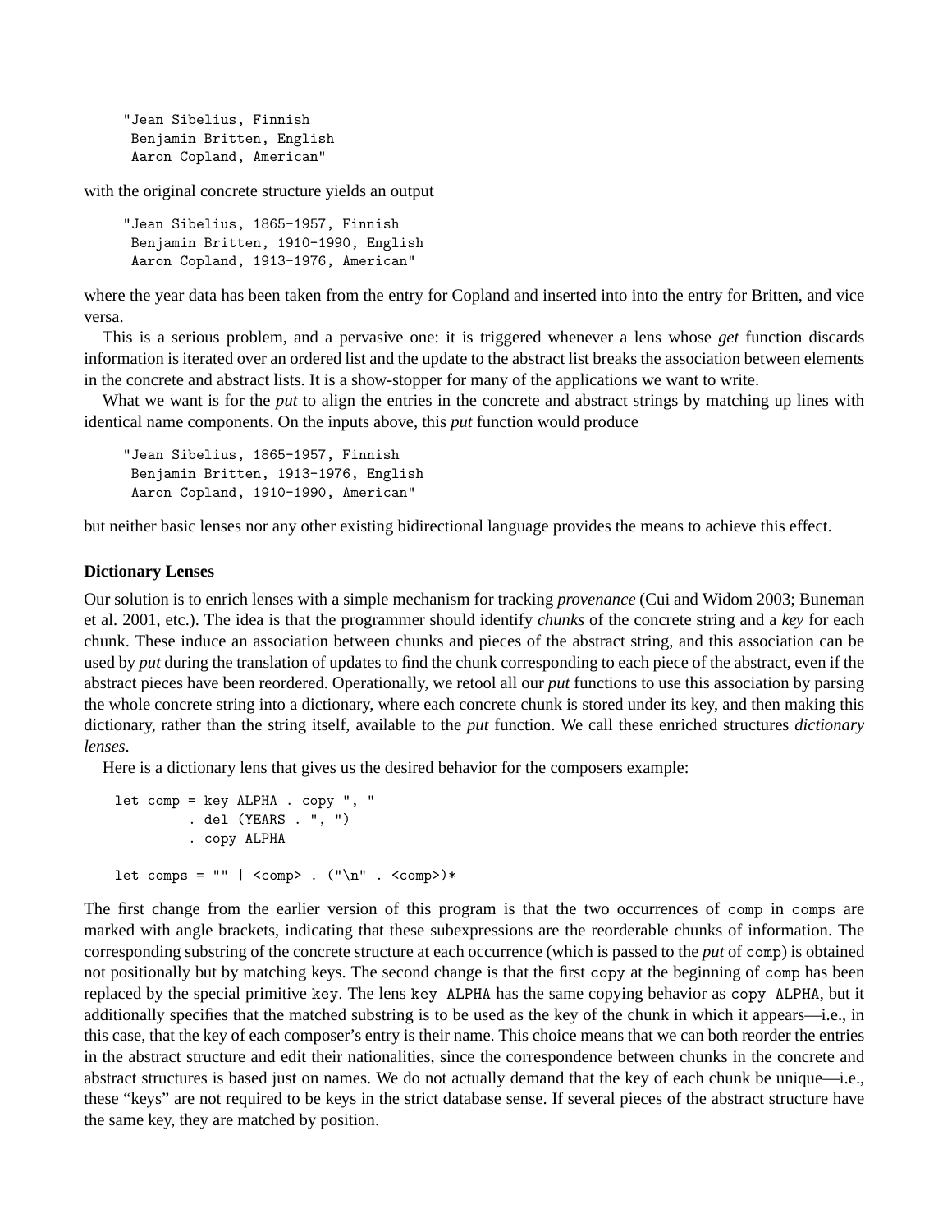```
"Jean Sibelius, Finnish
 Benjamin Britten, English
 Aaron Copland, American"
```

with the original concrete structure yields an output

```
"Jean Sibelius, 1865-1957, Finnish
 Benjamin Britten, 1910-1990, English
 Aaron Copland, 1913-1976, American"
```

where the year data has been taken from the entry for Copland and inserted into into the entry for Britten, and vice versa.

This is a serious problem, and a pervasive one: it is triggered whenever a lens whose *get* function discards information is iterated over an ordered list and the update to the abstract list breaks the association between elements in the concrete and abstract lists. It is a show-stopper for many of the applications we want to write.

What we want is for the *put* to align the entries in the concrete and abstract strings by matching up lines with identical name components. On the inputs above, this *put* function would produce

```
"Jean Sibelius, 1865-1957, Finnish
 Benjamin Britten, 1913-1976, English
 Aaron Copland, 1910-1990, American"
```

but neither basic lenses nor any other existing bidirectional language provides the means to achieve this effect.

**Dictionary Lenses**

Our solution is to enrich lenses with a simple mechanism for tracking *provenance* (Cui and Widom 2003; Buneman et al. 2001, etc.). The idea is that the programmer should identify *chunks* of the concrete string and a *key* for each chunk. These induce an association between chunks and pieces of the abstract string, and this association can be used by *put* during the translation of updates to find the chunk corresponding to each piece of the abstract, even if the abstract pieces have been reordered. Operationally, we retool all our *put* functions to use this association by parsing the whole concrete string into a dictionary, where each concrete chunk is stored under its key, and then making this dictionary, rather than the string itself, available to the *put* function. We call these enriched structures *dictionary lenses*.

Here is a dictionary lens that gives us the desired behavior for the composers example:

```
let comp = key ALPHA . copy ", "
         . del (YEARS . ", ")
         . copy ALPHA

let comps = "" | <comp> . ("\n" . <comp>)*
```

The first change from the earlier version of this program is that the two occurrences of `comp` in `comps` are marked with angle brackets, indicating that these subexpressions are the reorderable chunks of information. The corresponding substring of the concrete structure at each occurrence (which is passed to the *put* of `comp`) is obtained not positionally but by matching keys. The second change is that the first `copy` at the beginning of `comp` has been replaced by the special primitive `key`. The lens `key ALPHA` has the same copying behavior as `copy ALPHA`, but it additionally specifies that the matched substring is to be used as the key of the chunk in which it appears—i.e., in this case, that the key of each composer's entry is their name. This choice means that we can both reorder the entries in the abstract structure and edit their nationalities, since the correspondence between chunks in the concrete and abstract structures is based just on names. We do not actually demand that the key of each chunk be unique—i.e., these "keys" are not required to be keys in the strict database sense. If several pieces of the abstract structure have the same key, they are matched by position.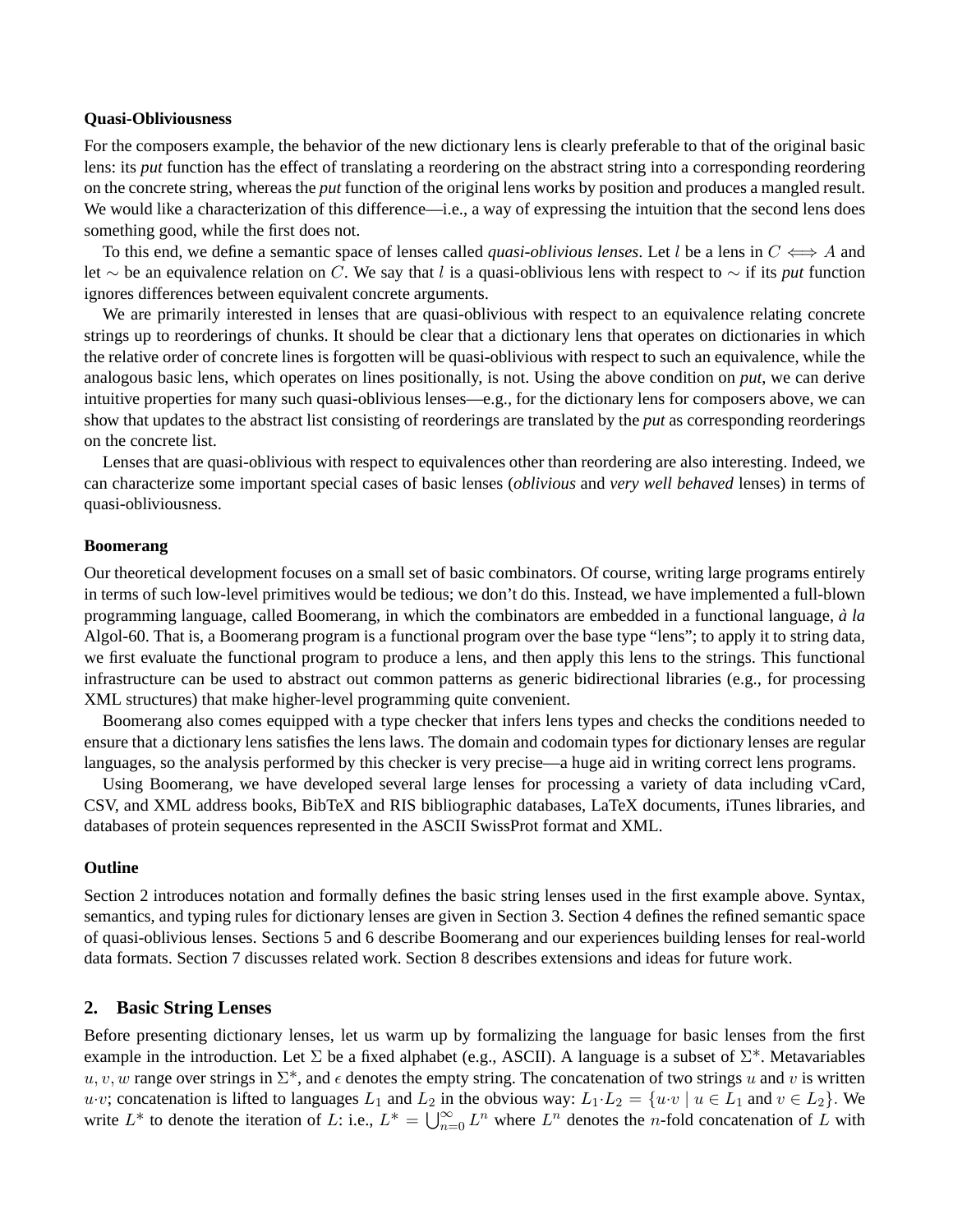**Quasi-Obliviousness**

For the composers example, the behavior of the new dictionary lens is clearly preferable to that of the original basic lens: its *put* function has the effect of translating a reordering on the abstract string into a corresponding reordering on the concrete string, whereas the *put* function of the original lens works by position and produces a mangled result. We would like a characterization of this difference—i.e., a way of expressing the intuition that the second lens does something good, while the first does not.

To this end, we define a semantic space of lenses called *quasi-oblivious lenses*. Let $l$ be a lens in $C \Longleftrightarrow A$ and let $\sim$ be an equivalence relation on $C$. We say that $l$ is a quasi-oblivious lens with respect to $\sim$ if its *put* function ignores differences between equivalent concrete arguments.

We are primarily interested in lenses that are quasi-oblivious with respect to an equivalence relating concrete strings up to reorderings of chunks. It should be clear that a dictionary lens that operates on dictionaries in which the relative order of concrete lines is forgotten will be quasi-oblivious with respect to such an equivalence, while the analogous basic lens, which operates on lines positionally, is not. Using the above condition on *put*, we can derive intuitive properties for many such quasi-oblivious lenses—e.g., for the dictionary lens for composers above, we can show that updates to the abstract list consisting of reorderings are translated by the *put* as corresponding reorderings on the concrete list.

Lenses that are quasi-oblivious with respect to equivalences other than reordering are also interesting. Indeed, we can characterize some important special cases of basic lenses (*oblivious* and *very well behaved* lenses) in terms of quasi-obliviousness.

**Boomerang**

Our theoretical development focuses on a small set of basic combinators. Of course, writing large programs entirely in terms of such low-level primitives would be tedious; we don't do this. Instead, we have implemented a full-blown programming language, called Boomerang, in which the combinators are embedded in a functional language, *à la* Algol-60. That is, a Boomerang program is a functional program over the base type "lens"; to apply it to string data, we first evaluate the functional program to produce a lens, and then apply this lens to the strings. This functional infrastructure can be used to abstract out common patterns as generic bidirectional libraries (e.g., for processing XML structures) that make higher-level programming quite convenient.

Boomerang also comes equipped with a type checker that infers lens types and checks the conditions needed to ensure that a dictionary lens satisfies the lens laws. The domain and codomain types for dictionary lenses are regular languages, so the analysis performed by this checker is very precise—a huge aid in writing correct lens programs.

Using Boomerang, we have developed several large lenses for processing a variety of data including vCard, CSV, and XML address books, BibTeX and RIS bibliographic databases, LaTeX documents, iTunes libraries, and databases of protein sequences represented in the ASCII SwissProt format and XML.

**Outline**

Section 2 introduces notation and formally defines the basic string lenses used in the first example above. Syntax, semantics, and typing rules for dictionary lenses are given in Section 3. Section 4 defines the refined semantic space of quasi-oblivious lenses. Sections 5 and 6 describe Boomerang and our experiences building lenses for real-world data formats. Section 7 discusses related work. Section 8 describes extensions and ideas for future work.

## 2. Basic String Lenses

Before presenting dictionary lenses, let us warm up by formalizing the language for basic lenses from the first example in the introduction. Let $\Sigma$ be a fixed alphabet (e.g., ASCII). A language is a subset of $\Sigma^*$. Metavariables $u, v, w$ range over strings in $\Sigma^*$, and $\epsilon$ denotes the empty string. The concatenation of two strings $u$ and $v$ is written $u{\cdot}v$; concatenation is lifted to languages $L_1$ and $L_2$ in the obvious way: $L_1{\cdot}L_2 = \{u{\cdot}v \mid u \in L_1 \text{ and } v \in L_2\}$. We write $L^*$ to denote the iteration of $L$: i.e., $L^* = \bigcup_{n=0}^{\infty} L^n$ where $L^n$ denotes the $n$-fold concatenation of $L$ with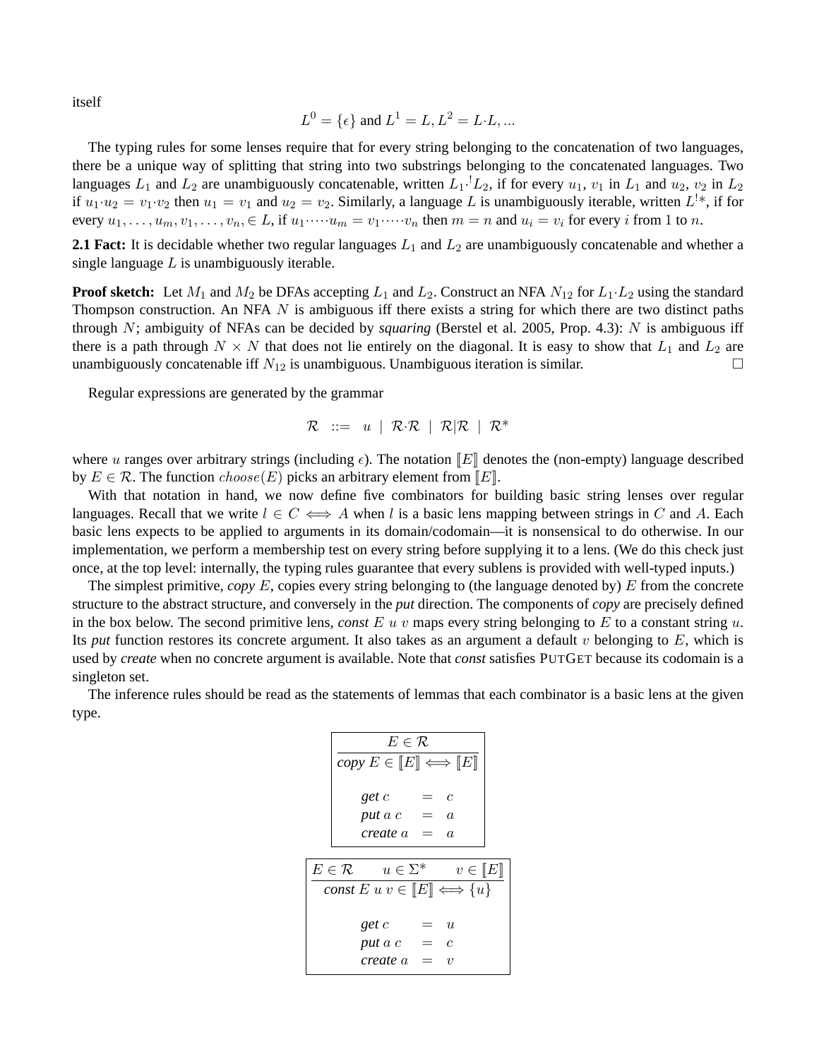itself

$$L^0 = \{\epsilon\} \text{ and } L^1 = L, L^2 = L{\cdot}L, ...$$

The typing rules for some lenses require that for every string belonging to the concatenation of two languages, there be a unique way of splitting that string into two substrings belonging to the concatenated languages. Two languages $L_1$ and $L_2$ are unambiguously concatenable, written $L_1 {\cdot^!} L_2$, if for every $u_1$, $v_1$ in $L_1$ and $u_2$, $v_2$ in $L_2$ if $u_1{\cdot}u_2 = v_1{\cdot}v_2$ then $u_1 = v_1$ and $u_2 = v_2$. Similarly, a language $L$ is unambiguously iterable, written $L^{!*}$, if for every $u_1, \ldots, u_m, v_1, \ldots, v_n, \in L$, if $u_1{\cdot}\cdots{\cdot}u_m = v_1{\cdot}\cdots{\cdot}v_n$ then $m = n$ and $u_i = v_i$ for every $i$ from 1 to $n$.

**2.1 Fact:** It is decidable whether two regular languages $L_1$ and $L_2$ are unambiguously concatenable and whether a single language $L$ is unambiguously iterable.

**Proof sketch:** Let $M_1$ and $M_2$ be DFAs accepting $L_1$ and $L_2$. Construct an NFA $N_{12}$ for $L_1{\cdot}L_2$ using the standard Thompson construction. An NFA $N$ is ambiguous iff there exists a string for which there are two distinct paths through $N$; ambiguity of NFAs can be decided by *squaring* (Berstel et al. 2005, Prop. 4.3): $N$ is ambiguous iff there is a path through $N \times N$ that does not lie entirely on the diagonal. It is easy to show that $L_1$ and $L_2$ are unambiguously concatenable iff $N_{12}$ is unambiguous. Unambiguous iteration is similar. □

Regular expressions are generated by the grammar

$$\mathcal{R} \ ::= \ u \ | \ \mathcal{R}{\cdot}\mathcal{R} \ | \ \mathcal{R}|\mathcal{R} \ | \ \mathcal{R}^*$$

where $u$ ranges over arbitrary strings (including $\epsilon$). The notation $[\![E]\!]$ denotes the (non-empty) language described by $E \in \mathcal{R}$. The function $choose(E)$ picks an arbitrary element from $[\![E]\!]$.

With that notation in hand, we now define five combinators for building basic string lenses over regular languages. Recall that we write $l \in C \Longleftrightarrow A$ when $l$ is a basic lens mapping between strings in $C$ and $A$. Each basic lens expects to be applied to arguments in its domain/codomain—it is nonsensical to do otherwise. In our implementation, we perform a membership test on every string before supplying it to a lens. (We do this check just once, at the top level: internally, the typing rules guarantee that every sublens is provided with well-typed inputs.)

The simplest primitive, *copy* $E$, copies every string belonging to (the language denoted by) $E$ from the concrete structure to the abstract structure, and conversely in the *put* direction. The components of *copy* are precisely defined in the box below. The second primitive lens, *const* $E$ $u$ $v$ maps every string belonging to $E$ to a constant string $u$. Its *put* function restores its concrete argument. It also takes as an argument a default $v$ belonging to $E$, which is used by *create* when no concrete argument is available. Note that *const* satisfies PUTGET because its codomain is a singleton set.

The inference rules should be read as the statements of lemmas that each combinator is a basic lens at the given type.

$$\frac{E \in \mathcal{R}}{\textit{copy}\ E \in [\![E]\!] \Longleftrightarrow [\![E]\!]}$$

$$\begin{array}{lcl} \textit{get}\ c & = & c \\ \textit{put}\ a\ c & = & a \\ \textit{create}\ a & = & a \end{array}$$

$$\frac{E \in \mathcal{R} \qquad u \in \Sigma^* \qquad v \in [\![E]\!]}{\textit{const}\ E\ u\ v \in [\![E]\!] \Longleftrightarrow \{u\}}$$

$$\begin{array}{lcl} \textit{get}\ c & = & u \\ \textit{put}\ a\ c & = & c \\ \textit{create}\ a & = & v \end{array}$$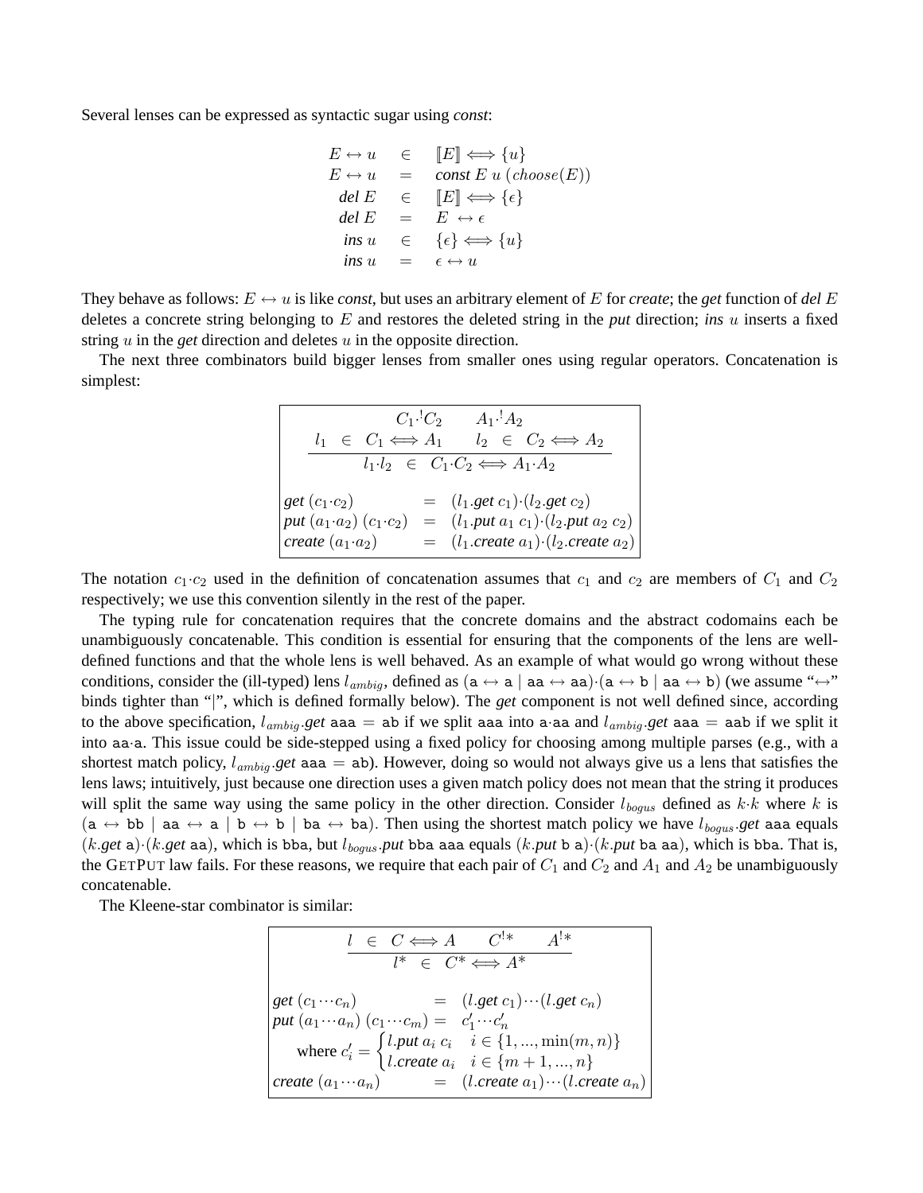Several lenses can be expressed as syntactic sugar using *const*:

$$
\begin{array}{rcl}
E \leftrightarrow u & \in & [\![E]\!] \Longleftrightarrow \{u\} \\
E \leftrightarrow u & = & \textit{const}\ E\ u\ (choose(E)) \\
\textit{del}\ E & \in & [\![E]\!] \Longleftrightarrow \{\epsilon\} \\
\textit{del}\ E & = & E\ \leftrightarrow \epsilon \\
\textit{ins}\ u & \in & \{\epsilon\} \Longleftrightarrow \{u\} \\
\textit{ins}\ u & = & \epsilon \leftrightarrow u
\end{array}
$$

They behave as follows: $E \leftrightarrow u$ is like *const*, but uses an arbitrary element of $E$ for *create*; the *get* function of *del* $E$ deletes a concrete string belonging to $E$ and restores the deleted string in the *put* direction; *ins* $u$ inserts a fixed string $u$ in the *get* direction and deletes $u$ in the opposite direction.

The next three combinators build bigger lenses from smaller ones using regular operators. Concatenation is simplest:

$$
\frac{C_1 \cdot^! C_2 \qquad A_1 \cdot^! A_2 \qquad l_1 \in C_1 \Longleftrightarrow A_1 \qquad l_2 \in C_2 \Longleftrightarrow A_2}{l_1 \cdot l_2 \in C_1 \cdot C_2 \Longleftrightarrow A_1 \cdot A_2}
$$

$$
\begin{array}{lcl}
\textit{get}\ (c_1 \cdot c_2) & = & (l_1.\textit{get}\ c_1) \cdot (l_2.\textit{get}\ c_2) \\
\textit{put}\ (a_1 \cdot a_2)\ (c_1 \cdot c_2) & = & (l_1.\textit{put}\ a_1\ c_1) \cdot (l_2.\textit{put}\ a_2\ c_2) \\
\textit{create}\ (a_1 \cdot a_2) & = & (l_1.\textit{create}\ a_1) \cdot (l_2.\textit{create}\ a_2)
\end{array}
$$

The notation $c_1 \cdot c_2$ used in the definition of concatenation assumes that $c_1$ and $c_2$ are members of $C_1$ and $C_2$ respectively; we use this convention silently in the rest of the paper.

The typing rule for concatenation requires that the concrete domains and the abstract codomains each be unambiguously concatenable. This condition is essential for ensuring that the components of the lens are well-defined functions and that the whole lens is well behaved. As an example of what would go wrong without these conditions, consider the (ill-typed) lens $l_{ambig}$, defined as (`a` $\leftrightarrow$ `a` | `aa` $\leftrightarrow$ `aa`)$\cdot$(`a` $\leftrightarrow$ `b` | `aa` $\leftrightarrow$ `b`) (we assume "$\leftrightarrow$" binds tighter than "|", which is defined formally below). The *get* component is not well defined since, according to the above specification, $l_{ambig}$.*get* `aaa` = `ab` if we split `aaa` into `a`$\cdot$`aa` and $l_{ambig}$.*get* `aaa` = `aab` if we split it into `aa`$\cdot$`a`. This issue could be side-stepped using a fixed policy for choosing among multiple parses (e.g., with a shortest match policy, $l_{ambig}$.*get* `aaa` = `ab`). However, doing so would not always give us a lens that satisfies the lens laws; intuitively, just because one direction uses a given match policy does not mean that the string it produces will split the same way using the same policy in the other direction. Consider $l_{bogus}$ defined as $k \cdot k$ where $k$ is (`a` $\leftrightarrow$ `bb` | `aa` $\leftrightarrow$ `a` | `b` $\leftrightarrow$ `b` | `ba` $\leftrightarrow$ `ba`). Then using the shortest match policy we have $l_{bogus}$.*get* `aaa` equals ($k$.*get* `a`)$\cdot$($k$.*get* `aa`), which is `bba`, but $l_{bogus}$.*put* `bba` `aaa` equals ($k$.*put* `b` `a`)$\cdot$($k$.*put* `ba` `aa`), which is `bba`. That is, the GETPUT law fails. For these reasons, we require that each pair of $C_1$ and $C_2$ and $A_1$ and $A_2$ be unambiguously concatenable.

The Kleene-star combinator is similar:

$$
\frac{l \in C \Longleftrightarrow A \qquad C^{!*} \qquad A^{!*}}{l^* \in C^* \Longleftrightarrow A^*}
$$

$$
\begin{array}{lcl}
\textit{get}\ (c_1 \cdots c_n) & = & (l.\textit{get}\ c_1) \cdots (l.\textit{get}\ c_n) \\
\textit{put}\ (a_1 \cdots a_n)\ (c_1 \cdots c_m) & = & c'_1 \cdots c'_n \\
\quad \text{where } c'_i = \begin{cases} l.\textit{put}\ a_i\ c_i & i \in \{1, ..., \min(m,n)\} \\ l.\textit{create}\ a_i & i \in \{m+1, ..., n\} \end{cases} & & \\
\textit{create}\ (a_1 \cdots a_n) & = & (l.\textit{create}\ a_1) \cdots (l.\textit{create}\ a_n)
\end{array}
$$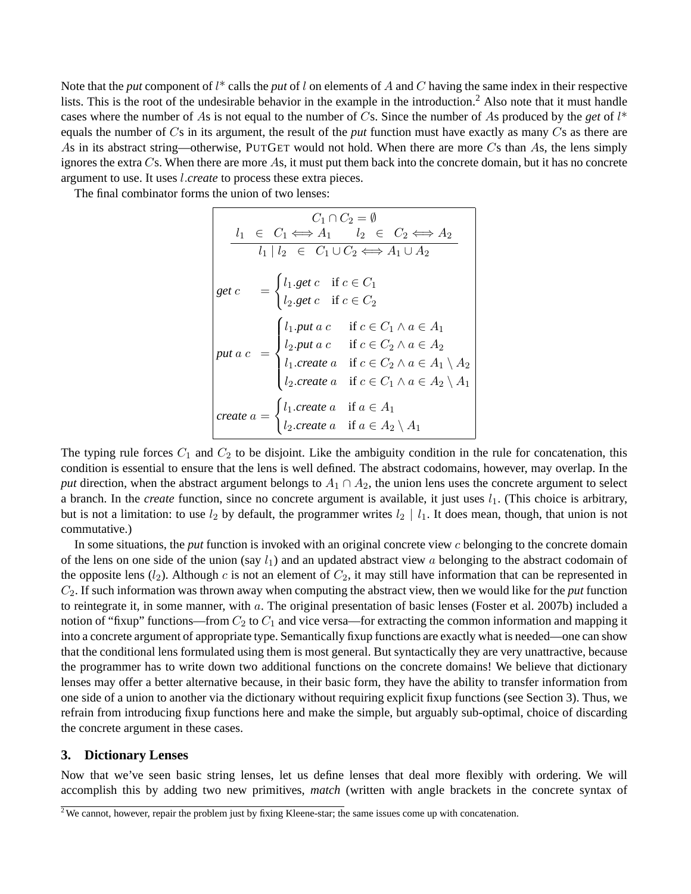Note that the *put* component of $l*$ calls the *put* of $l$ on elements of $A$ and $C$ having the same index in their respective lists. This is the root of the undesirable behavior in the example in the introduction.[2] Also note that it must handle cases where the number of $A$s is not equal to the number of $C$s. Since the number of $A$s produced by the *get* of $l*$ equals the number of $C$s in its argument, the result of the *put* function must have exactly as many $C$s as there are $A$s in its abstract string—otherwise, PUTGET would not hold. When there are more $C$s than $A$s, the lens simply ignores the extra $C$s. When there are more $A$s, it must put them back into the concrete domain, but it has no concrete argument to use. It uses $l$.*create* to process these extra pieces.

The final combinator forms the union of two lenses:

$$\frac{C_1 \cap C_2 = \emptyset \qquad l_1 \in C_1 \Longleftrightarrow A_1 \qquad l_2 \in C_2 \Longleftrightarrow A_2}{l_1 \mid l_2 \in C_1 \cup C_2 \Longleftrightarrow A_1 \cup A_2}$$

$$\textit{get}\ c = \begin{cases} l_1.\textit{get}\ c & \text{if } c \in C_1 \\ l_2.\textit{get}\ c & \text{if } c \in C_2 \end{cases}$$

$$\textit{put}\ a\ c = \begin{cases} l_1.\textit{put}\ a\ c & \text{if } c \in C_1 \wedge a \in A_1 \\ l_2.\textit{put}\ a\ c & \text{if } c \in C_2 \wedge a \in A_2 \\ l_1.\textit{create}\ a & \text{if } c \in C_2 \wedge a \in A_1 \setminus A_2 \\ l_2.\textit{create}\ a & \text{if } c \in C_1 \wedge a \in A_2 \setminus A_1 \end{cases}$$

$$\textit{create}\ a = \begin{cases} l_1.\textit{create}\ a & \text{if } a \in A_1 \\ l_2.\textit{create}\ a & \text{if } a \in A_2 \setminus A_1 \end{cases}$$

The typing rule forces $C_1$ and $C_2$ to be disjoint. Like the ambiguity condition in the rule for concatenation, this condition is essential to ensure that the lens is well defined. The abstract codomains, however, may overlap. In the *put* direction, when the abstract argument belongs to $A_1 \cap A_2$, the union lens uses the concrete argument to select a branch. In the *create* function, since no concrete argument is available, it just uses $l_1$. (This choice is arbitrary, but is not a limitation: to use $l_2$ by default, the programmer writes $l_2 \mid l_1$. It does mean, though, that union is not commutative.)

In some situations, the *put* function is invoked with an original concrete view $c$ belonging to the concrete domain of the lens on one side of the union (say $l_1$) and an updated abstract view $a$ belonging to the abstract codomain of the opposite lens ($l_2$). Although $c$ is not an element of $C_2$, it may still have information that can be represented in $C_2$. If such information was thrown away when computing the abstract view, then we would like for the *put* function to reintegrate it, in some manner, with $a$. The original presentation of basic lenses (Foster et al. 2007b) included a notion of "fixup" functions—from $C_2$ to $C_1$ and vice versa—for extracting the common information and mapping it into a concrete argument of appropriate type. Semantically fixup functions are exactly what is needed—one can show that the conditional lens formulated using them is most general. But syntactically they are very unattractive, because the programmer has to write down two additional functions on the concrete domains! We believe that dictionary lenses may offer a better alternative because, in their basic form, they have the ability to transfer information from one side of a union to another via the dictionary without requiring explicit fixup functions (see Section 3). Thus, we refrain from introducing fixup functions here and make the simple, but arguably sub-optimal, choice of discarding the concrete argument in these cases.

## 3. Dictionary Lenses

Now that we've seen basic string lenses, let us define lenses that deal more flexibly with ordering. We will accomplish this by adding two new primitives, *match* (written with angle brackets in the concrete syntax of

[2] We cannot, however, repair the problem just by fixing Kleene-star; the same issues come up with concatenation.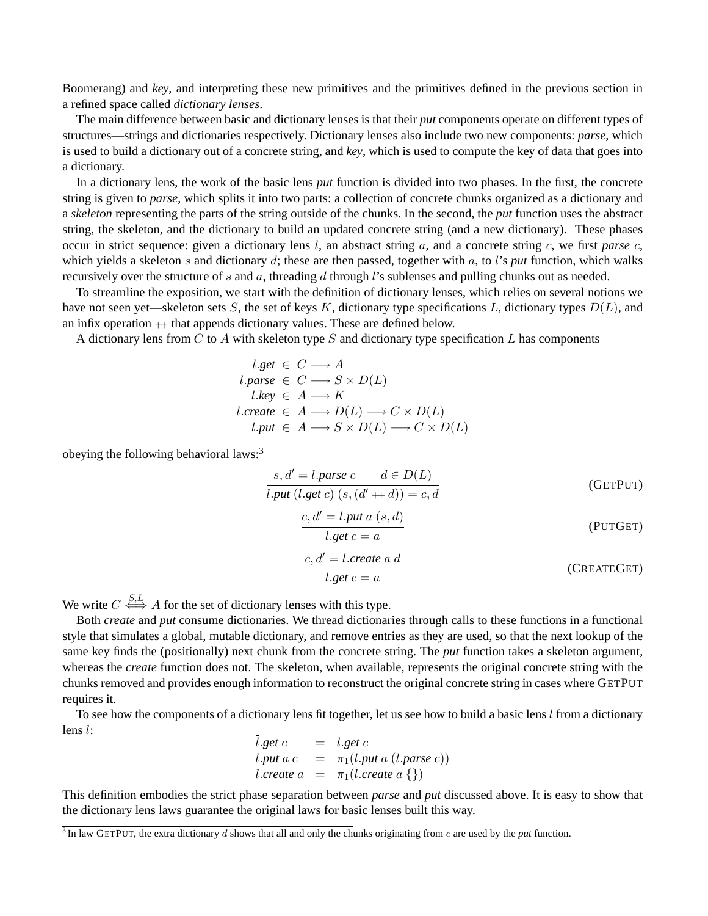Boomerang) and *key*, and interpreting these new primitives and the primitives defined in the previous section in a refined space called *dictionary lenses*.

The main difference between basic and dictionary lenses is that their *put* components operate on different types of structures—strings and dictionaries respectively. Dictionary lenses also include two new components: *parse*, which is used to build a dictionary out of a concrete string, and *key*, which is used to compute the key of data that goes into a dictionary.

In a dictionary lens, the work of the basic lens *put* function is divided into two phases. In the first, the concrete string is given to *parse*, which splits it into two parts: a collection of concrete chunks organized as a dictionary and a *skeleton* representing the parts of the string outside of the chunks. In the second, the *put* function uses the abstract string, the skeleton, and the dictionary to build an updated concrete string (and a new dictionary). These phases occur in strict sequence: given a dictionary lens $l$, an abstract string $a$, and a concrete string $c$, we first *parse* $c$, which yields a skeleton $s$ and dictionary $d$; these are then passed, together with $a$, to $l$'s *put* function, which walks recursively over the structure of $s$ and $a$, threading $d$ through $l$'s sublenses and pulling chunks out as needed.

To streamline the exposition, we start with the definition of dictionary lenses, which relies on several notions we have not seen yet—skeleton sets $S$, the set of keys $K$, dictionary type specifications $L$, dictionary types $D(L)$, and an infix operation $+\!\!+$ that appends dictionary values. These are defined below.

A dictionary lens from $C$ to $A$ with skeleton type $S$ and dictionary type specification $L$ has components

$$
\begin{array}{rcl}
l.\mathit{get} & \in & C \longrightarrow A \\
l.\mathit{parse} & \in & C \longrightarrow S \times D(L) \\
l.\mathit{key} & \in & A \longrightarrow K \\
l.\mathit{create} & \in & A \longrightarrow D(L) \longrightarrow C \times D(L) \\
l.\mathit{put} & \in & A \longrightarrow S \times D(L) \longrightarrow C \times D(L)
\end{array}
$$

obeying the following behavioral laws:[3]

$$
\frac{s, d' = l.\mathit{parse}\ c \qquad d \in D(L)}{l.\mathit{put}\ (l.\mathit{get}\ c)\ (s, (d' +\!\!+ d)) = c, d} \tag{GETPUT}
$$

$$
\frac{c, d' = l.\mathit{put}\ a\ (s, d)}{l.\mathit{get}\ c = a} \tag{PUTGET}
$$

$$
\frac{c, d' = l.\mathit{create}\ a\ d}{l.\mathit{get}\ c = a} \tag{CREATEGET}
$$

We write $C \overset{S,L}{\Longleftrightarrow} A$ for the set of dictionary lenses with this type.

Both *create* and *put* consume dictionaries. We thread dictionaries through calls to these functions in a functional style that simulates a global, mutable dictionary, and remove entries as they are used, so that the next lookup of the same key finds the (positionally) next chunk from the concrete string. The *put* function takes a skeleton argument, whereas the *create* function does not. The skeleton, when available, represents the original concrete string with the chunks removed and provides enough information to reconstruct the original concrete string in cases where GETPUT requires it.

To see how the components of a dictionary lens fit together, let us see how to build a basic lens $\bar{l}$ from a dictionary lens $l$:

$$
\begin{array}{lcl}
\bar{l}.\mathit{get}\ c & = & l.\mathit{get}\ c \\
\bar{l}.\mathit{put}\ a\ c & = & \pi_1(l.\mathit{put}\ a\ (l.\mathit{parse}\ c)) \\
\bar{l}.\mathit{create}\ a & = & \pi_1(l.\mathit{create}\ a\ \{\})
\end{array}
$$

This definition embodies the strict phase separation between *parse* and *put* discussed above. It is easy to show that the dictionary lens laws guarantee the original laws for basic lenses built this way.

[3] In law GETPUT, the extra dictionary $d$ shows that all and only the chunks originating from $c$ are used by the *put* function.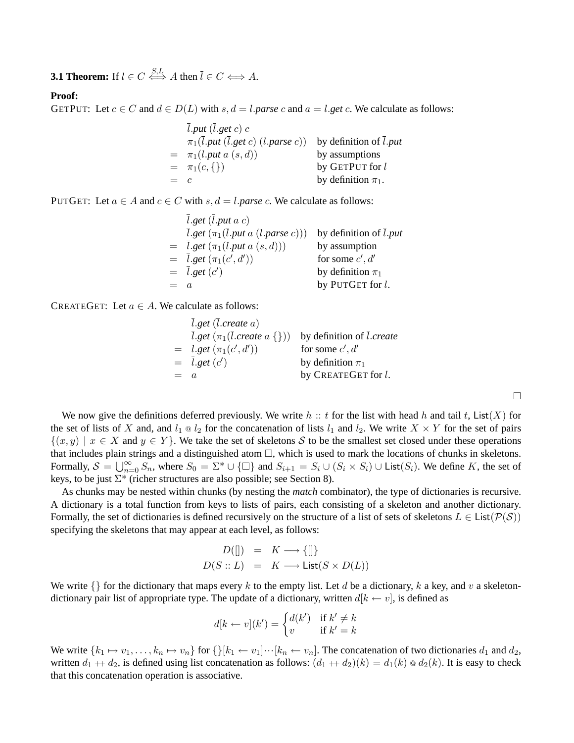**3.1 Theorem:** If $l \in C \overset{S,L}{\Longleftrightarrow} A$ then $\bar{l} \in C \Longleftrightarrow A$.

**Proof:**

GETPUT: Let $c \in C$ and $d \in D(L)$ with $s, d = l.\mathit{parse}\ c$ and $a = l.\mathit{get}\ c$. We calculate as follows:

$$
\begin{array}{lll}
& \bar{l}.\mathit{put}\ (\bar{l}.\mathit{get}\ c)\ c & \\
& \pi_1(\bar{l}.\mathit{put}\ (\bar{l}.\mathit{get}\ c)\ (l.\mathit{parse}\ c)) & \text{by definition of } \bar{l}.\mathit{put} \\
= & \pi_1(l.\mathit{put}\ a\ (s, d)) & \text{by assumptions} \\
= & \pi_1(c, \{\}) & \text{by GETPUT for } l \\
= & c & \text{by definition } \pi_1.
\end{array}
$$

PUTGET: Let $a \in A$ and $c \in C$ with $s, d = l.\mathit{parse}\ c$. We calculate as follows:

$$
\begin{array}{lll}
& \bar{l}.\mathit{get}\ (\bar{l}.\mathit{put}\ a\ c) & \\
& \bar{l}.\mathit{get}\ (\pi_1(\bar{l}.\mathit{put}\ a\ (l.\mathit{parse}\ c))) & \text{by definition of } \bar{l}.\mathit{put} \\
= & \bar{l}.\mathit{get}\ (\pi_1(l.\mathit{put}\ a\ (s, d))) & \text{by assumption} \\
= & \bar{l}.\mathit{get}\ (\pi_1(c', d')) & \text{for some } c', d' \\
= & \bar{l}.\mathit{get}\ (c') & \text{by definition } \pi_1 \\
= & a & \text{by PUTGET for } l.
\end{array}
$$

CREATEGET: Let $a \in A$. We calculate as follows:

$$
\begin{array}{lll}
& \bar{l}.\mathit{get}\ (\bar{l}.\mathit{create}\ a) & \\
& \bar{l}.\mathit{get}\ (\pi_1(\bar{l}.\mathit{create}\ a\ \{\})) & \text{by definition of } \bar{l}.\mathit{create} \\
= & \bar{l}.\mathit{get}\ (\pi_1(c', d')) & \text{for some } c', d' \\
= & \bar{l}.\mathit{get}\ (c') & \text{by definition } \pi_1 \\
= & a & \text{by CREATEGET for } l.
\end{array}
$$

$\square$

We now give the definitions deferred previously. We write $h :: t$ for the list with head $h$ and tail $t$, $\mathsf{List}(X)$ for the set of lists of $X$ and, and $l_1 \mathbin{@} l_2$ for the concatenation of lists $l_1$ and $l_2$. We write $X \times Y$ for the set of pairs $\{(x, y) \mid x \in X \text{ and } y \in Y\}$. We take the set of skeletons $\mathcal{S}$ to be the smallest set closed under these operations that includes plain strings and a distinguished atom $\square$, which is used to mark the locations of chunks in skeletons. Formally, $\mathcal{S} = \bigcup_{n=0}^{\infty} S_n$, where $S_0 = \Sigma^* \cup \{\square\}$ and $S_{i+1} = S_i \cup (S_i \times S_i) \cup \mathsf{List}(S_i)$. We define $K$, the set of keys, to be just $\Sigma^*$ (richer structures are also possible; see Section 8).

As chunks may be nested within chunks (by nesting the *match* combinator), the type of dictionaries is recursive. A dictionary is a total function from keys to lists of pairs, each consisting of a skeleton and another dictionary. Formally, the set of dictionaries is defined recursively on the structure of a list of sets of skeletons $L \in \mathsf{List}(\mathcal{P}(\mathcal{S}))$ specifying the skeletons that may appear at each level, as follows:

$$
\begin{array}{rcl}
D([]) & = & K \longrightarrow \{[]\} \\
D(S :: L) & = & K \longrightarrow \mathsf{List}(S \times D(L))
\end{array}
$$

We write $\{\}$ for the dictionary that maps every $k$ to the empty list. Let $d$ be a dictionary, $k$ a key, and $v$ a skeleton-dictionary pair list of appropriate type. The update of a dictionary, written $d[k \leftarrow v]$, is defined as

$$
d[k \leftarrow v](k') = \begin{cases} d(k') & \text{if } k' \neq k \\ v & \text{if } k' = k \end{cases}
$$

We write $\{k_1 \mapsto v_1, \ldots, k_n \mapsto v_n\}$ for $\{\}[k_1 \leftarrow v_1] \cdots [k_n \leftarrow v_n]$. The concatenation of two dictionaries $d_1$ and $d_2$, written $d_1 \mathbin{++} d_2$, is defined using list concatenation as follows: $(d_1 \mathbin{++} d_2)(k) = d_1(k) \mathbin{@} d_2(k)$. It is easy to check that this concatenation operation is associative.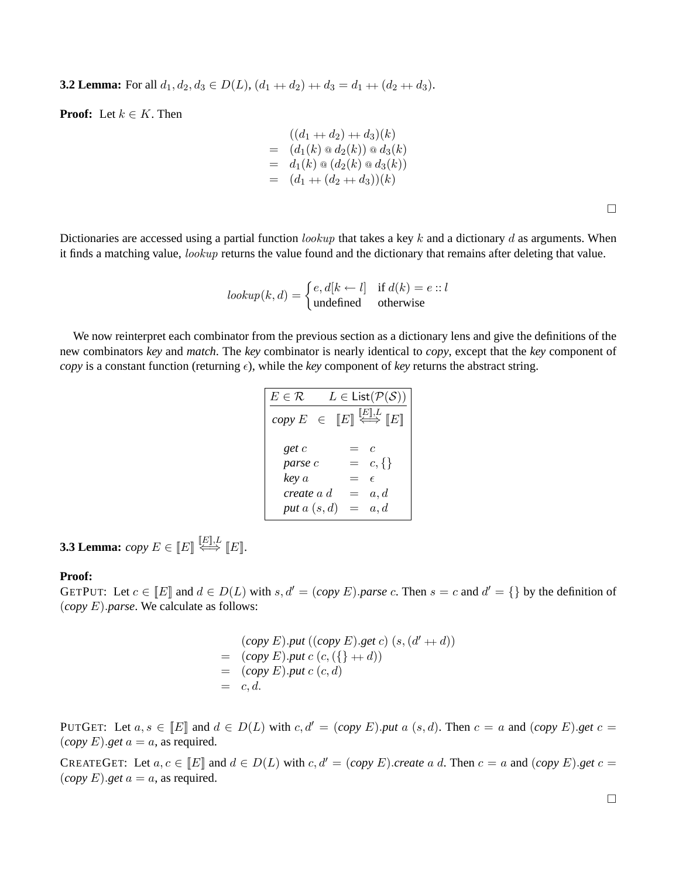**3.2 Lemma:** For all $d_1, d_2, d_3 \in D(L)$, $(d_1 ++ d_2) ++ d_3 = d_1 ++ (d_2 ++ d_3)$.

**Proof:** Let $k \in K$. Then

$$
\begin{array}{rl}
 & ((d_1 ++ d_2) ++ d_3)(k) \\
= & (d_1(k) \mathbin{@} d_2(k)) \mathbin{@} d_3(k) \\
= & d_1(k) \mathbin{@} (d_2(k) \mathbin{@} d_3(k)) \\
= & (d_1 ++ (d_2 ++ d_3))(k)
\end{array}
$$

□

Dictionaries are accessed using a partial function $lookup$ that takes a key $k$ and a dictionary $d$ as arguments. When it finds a matching value, $lookup$ returns the value found and the dictionary that remains after deleting that value.

$$
lookup(k, d) = \begin{cases} e, d[k \leftarrow l] & \text{if } d(k) = e :: l \\ \text{undefined} & \text{otherwise} \end{cases}
$$

We now reinterpret each combinator from the previous section as a dictionary lens and give the definitions of the new combinators *key* and *match*. The *key* combinator is nearly identical to *copy*, except that the *key* component of *copy* is a constant function (returning $\epsilon$), while the *key* component of *key* returns the abstract string.

$$
\frac{E \in \mathcal{R} \qquad L \in \mathsf{List}(\mathcal{P}(\mathcal{S}))}{\textit{copy } E \;\in\; [\![E]\!] \overset{[\![E]\!],L}{\Longleftrightarrow} [\![E]\!]}
$$

$$
\begin{array}{lcl}
\textit{get } c & = & c \\
\textit{parse } c & = & c, \{\} \\
\textit{key } a & = & \epsilon \\
\textit{create } a\ d & = & a, d \\
\textit{put } a\ (s, d) & = & a, d
\end{array}
$$

**3.3 Lemma:** $\textit{copy } E \in [\![E]\!] \overset{[\![E]\!],L}{\Longleftrightarrow} [\![E]\!]$.

**Proof:**
GETPUT: Let $c \in [\![E]\!]$ and $d \in D(L)$ with $s, d' = (\textit{copy } E).\textit{parse } c$. Then $s = c$ and $d' = \{\}$ by the definition of $(\textit{copy } E).\textit{parse}$. We calculate as follows:

$$
\begin{array}{rl}
 & (\textit{copy } E).\textit{put } ((\textit{copy } E).\textit{get } c)\ (s, (d' ++ d)) \\
= & (\textit{copy } E).\textit{put } c\ (c, (\{\} ++ d)) \\
= & (\textit{copy } E).\textit{put } c\ (c, d) \\
= & c, d.
\end{array}
$$

PUTGET: Let $a, s \in [\![E]\!]$ and $d \in D(L)$ with $c, d' = (\textit{copy } E).\textit{put } a\ (s, d)$. Then $c = a$ and $(\textit{copy } E).\textit{get } c = (\textit{copy } E).\textit{get } a = a$, as required.

CREATEGET: Let $a, c \in [\![E]\!]$ and $d \in D(L)$ with $c, d' = (\textit{copy } E).\textit{create } a\ d$. Then $c = a$ and $(\textit{copy } E).\textit{get } c = (\textit{copy } E).\textit{get } a = a$, as required.

□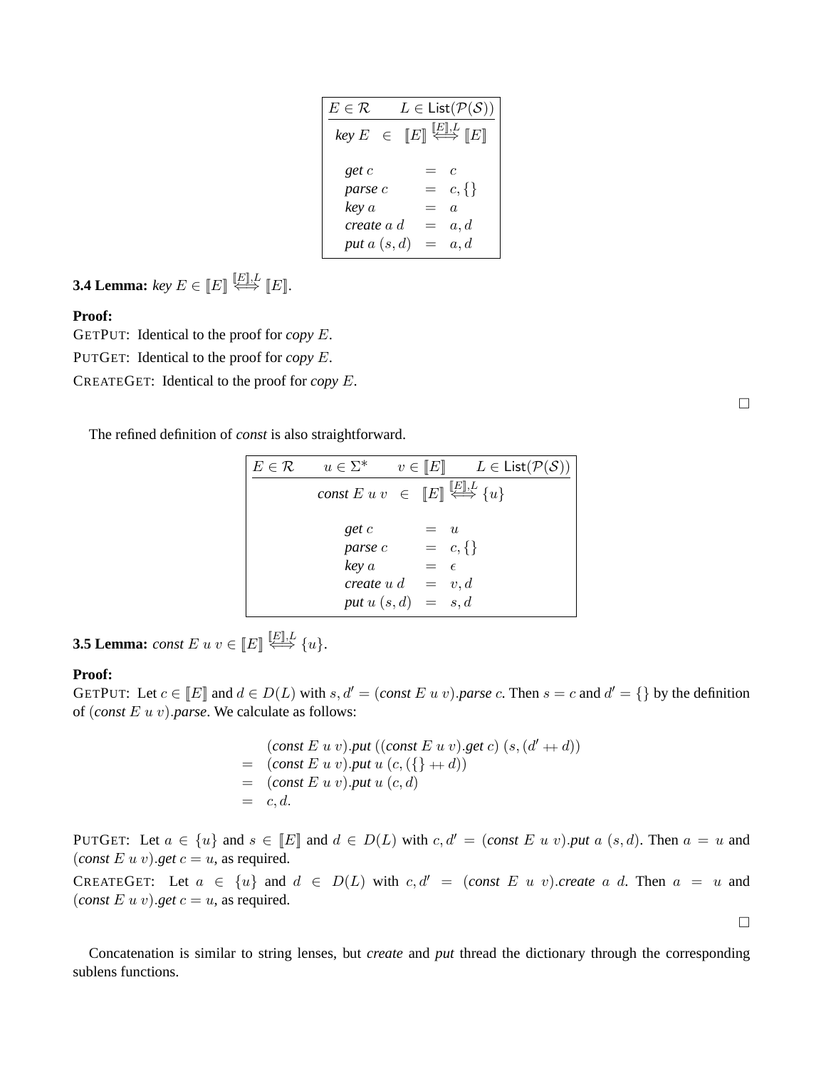$$
\frac{E \in \mathcal{R} \qquad L \in \mathsf{List}(\mathcal{P}(\mathcal{S}))}{\textit{key}\ E \ \in\ [\![E]\!] \overset{[\![E]\!],L}{\Longleftrightarrow} [\![E]\!]}
$$

$$
\begin{array}{lcl}
\textit{get}\ c & = & c \\
\textit{parse}\ c & = & c, \{\} \\
\textit{key}\ a & = & a \\
\textit{create}\ a\ d & = & a, d \\
\textit{put}\ a\ (s, d) & = & a, d
\end{array}
$$

**3.4 Lemma:** *key* $E \in [\![E]\!] \overset{[\![E]\!],L}{\Longleftrightarrow} [\![E]\!]$.

**Proof:**

GETPUT: Identical to the proof for *copy* $E$.

PUTGET: Identical to the proof for *copy* $E$.

CREATEGET: Identical to the proof for *copy* $E$.

□

The refined definition of *const* is also straightforward.

$$
\frac{E \in \mathcal{R} \qquad u \in \Sigma^* \qquad v \in [\![E]\!] \qquad L \in \mathsf{List}(\mathcal{P}(\mathcal{S}))}{\textit{const}\ E\ u\ v \ \in\ [\![E]\!] \overset{[\![E]\!],L}{\Longleftrightarrow} \{u\}}
$$

$$
\begin{array}{lcl}
\textit{get}\ c & = & u \\
\textit{parse}\ c & = & c, \{\} \\
\textit{key}\ a & = & \epsilon \\
\textit{create}\ u\ d & = & v, d \\
\textit{put}\ u\ (s, d) & = & s, d
\end{array}
$$

**3.5 Lemma:** *const* $E\ u\ v \in [\![E]\!] \overset{[\![E]\!],L}{\Longleftrightarrow} \{u\}$.

**Proof:**

GETPUT: Let $c \in [\![E]\!]$ and $d \in D(L)$ with $s, d' = (\textit{const}\ E\ u\ v).\textit{parse}\ c$. Then $s = c$ and $d' = \{\}$ by the definition of $(\textit{const}\ E\ u\ v).\textit{parse}$. We calculate as follows:

$$
\begin{array}{ll}
 & (\textit{const}\ E\ u\ v).\textit{put}\ ((\textit{const}\ E\ u\ v).\textit{get}\ c)\ (s, (d' +\!\!+\ d)) \\
= & (\textit{const}\ E\ u\ v).\textit{put}\ u\ (c, (\{\} +\!\!+\ d)) \\
= & (\textit{const}\ E\ u\ v).\textit{put}\ u\ (c, d) \\
= & c, d.
\end{array}
$$

PUTGET: Let $a \in \{u\}$ and $s \in [\![E]\!]$ and $d \in D(L)$ with $c, d' = (\textit{const}\ E\ u\ v).\textit{put}\ a\ (s, d)$. Then $a = u$ and $(\textit{const}\ E\ u\ v).\textit{get}\ c = u$, as required.

CREATEGET: Let $a \in \{u\}$ and $d \in D(L)$ with $c, d' = (\textit{const}\ E\ u\ v).\textit{create}\ a\ d$. Then $a = u$ and $(\textit{const}\ E\ u\ v).\textit{get}\ c = u$, as required.

□

Concatenation is similar to string lenses, but *create* and *put* thread the dictionary through the corresponding sublens functions.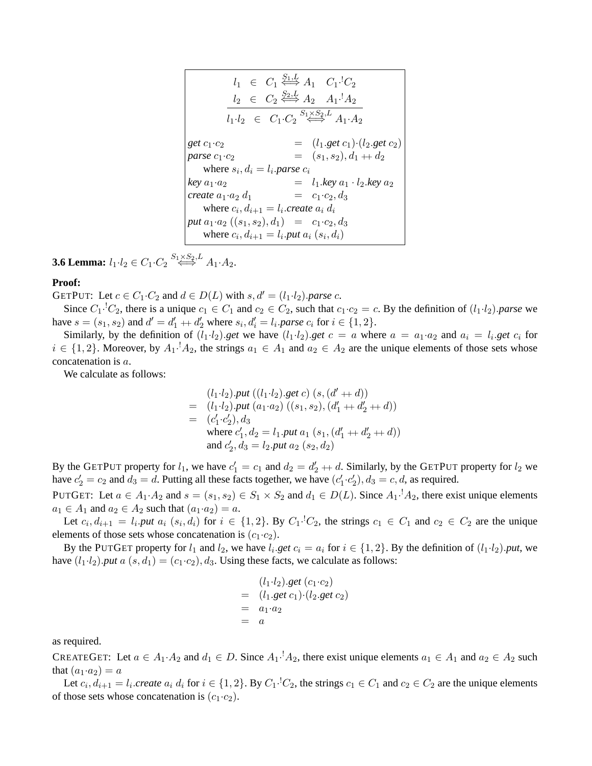$$
\begin{array}{c}
l_1 \in C_1 \overset{S_1,L}{\Longleftrightarrow} A_1 \quad C_1 \cdot^! C_2 \\
l_2 \in C_2 \overset{S_2,L}{\Longleftrightarrow} A_2 \quad A_1 \cdot^! A_2 \\
\hline
l_1 \cdot l_2 \in C_1 \cdot C_2 \overset{S_1 \times S_2,L}{\Longleftrightarrow} A_1 \cdot A_2
\end{array}
$$

$$
\begin{array}{lcl}
\textit{get}\ c_1 \cdot c_2 & = & (l_1.\textit{get}\ c_1) \cdot (l_2.\textit{get}\ c_2) \\
\textit{parse}\ c_1 \cdot c_2 & = & (s_1, s_2), d_1 +\!\!+\ d_2 \\
\quad \text{where } s_i, d_i = l_i.\textit{parse}\ c_i & & \\
\textit{key}\ a_1 \cdot a_2 & = & l_1.\textit{key}\ a_1 \cdot l_2.\textit{key}\ a_2 \\
\textit{create}\ a_1 \cdot a_2\ d_1 & = & c_1 \cdot c_2, d_3 \\
\quad \text{where } c_i, d_{i+1} = l_i.\textit{create}\ a_i\ d_i & & \\
\textit{put}\ a_1 \cdot a_2\ ((s_1, s_2), d_1) & = & c_1 \cdot c_2, d_3 \\
\quad \text{where } c_i, d_{i+1} = l_i.\textit{put}\ a_i\ (s_i, d_i) & &
\end{array}
$$

**3.6 Lemma:** $l_1 \cdot l_2 \in C_1 \cdot C_2 \overset{S_1 \times S_2,L}{\Longleftrightarrow} A_1 \cdot A_2$.

**Proof:**

GETPUT: Let $c \in C_1 \cdot C_2$ and $d \in D(L)$ with $s, d' = (l_1 \cdot l_2).\textit{parse}\ c$.

Since $C_1 \cdot^! C_2$, there is a unique $c_1 \in C_1$ and $c_2 \in C_2$, such that $c_1 \cdot c_2 = c$. By the definition of $(l_1 \cdot l_2).\textit{parse}$ we have $s = (s_1, s_2)$ and $d' = d'_1 +\!\!+\ d'_2$ where $s_i, d'_i = l_i.\textit{parse}\ c_i$ for $i \in \{1, 2\}$.

Similarly, by the definition of $(l_1 \cdot l_2).\textit{get}$ we have $(l_1 \cdot l_2).\textit{get}\ c = a$ where $a = a_1 \cdot a_2$ and $a_i = l_i.\textit{get}\ c_i$ for $i \in \{1, 2\}$. Moreover, by $A_1 \cdot^! A_2$, the strings $a_1 \in A_1$ and $a_2 \in A_2$ are the unique elements of those sets whose concatenation is $a$.

We calculate as follows:

$$
\begin{array}{cl}
 & (l_1 \cdot l_2).\textit{put}\ ((l_1 \cdot l_2).\textit{get}\ c)\ (s, (d' +\!\!+\ d)) \\
= & (l_1 \cdot l_2).\textit{put}\ (a_1 \cdot a_2)\ ((s_1, s_2), (d'_1 +\!\!+\ d'_2 +\!\!+\ d)) \\
= & (c'_1 \cdot c'_2), d_3 \\
 & \text{where } c'_1, d_2 = l_1.\textit{put}\ a_1\ (s_1, (d'_1 +\!\!+\ d'_2 +\!\!+\ d)) \\
 & \text{and } c'_2, d_3 = l_2.\textit{put}\ a_2\ (s_2, d_2)
\end{array}
$$

By the GETPUT property for $l_1$, we have $c'_1 = c_1$ and $d_2 = d'_2 +\!\!+\ d$. Similarly, by the GETPUT property for $l_2$ we have $c'_2 = c_2$ and $d_3 = d$. Putting all these facts together, we have $(c'_1 \cdot c'_2), d_3 = c, d$, as required.

PUTGET: Let $a \in A_1 \cdot A_2$ and $s = (s_1, s_2) \in S_1 \times S_2$ and $d_1 \in D(L)$. Since $A_1 \cdot^! A_2$, there exist unique elements $a_1 \in A_1$ and $a_2 \in A_2$ such that $(a_1 \cdot a_2) = a$.

Let $c_i, d_{i+1} = l_i.\textit{put}\ a_i\ (s_i, d_i)$ for $i \in \{1, 2\}$. By $C_1 \cdot^! C_2$, the strings $c_1 \in C_1$ and $c_2 \in C_2$ are the unique elements of those sets whose concatenation is $(c_1 \cdot c_2)$.

By the PUTGET property for $l_1$ and $l_2$, we have $l_i.\textit{get}\ c_i = a_i$ for $i \in \{1, 2\}$. By the definition of $(l_1 \cdot l_2).\textit{put}$, we have $(l_1 \cdot l_2).\textit{put}\ a\ (s, d_1) = (c_1 \cdot c_2), d_3$. Using these facts, we calculate as follows:

$$
\begin{array}{cl}
 & (l_1 \cdot l_2).\textit{get}\ (c_1 \cdot c_2) \\
= & (l_1.\textit{get}\ c_1) \cdot (l_2.\textit{get}\ c_2) \\
= & a_1 \cdot a_2 \\
= & a
\end{array}
$$

as required.

CREATEGET: Let $a \in A_1 \cdot A_2$ and $d_1 \in D$. Since $A_1 \cdot^! A_2$, there exist unique elements $a_1 \in A_1$ and $a_2 \in A_2$ such that $(a_1 \cdot a_2) = a$

Let $c_i, d_{i+1} = l_i.\textit{create}\ a_i\ d_i$ for $i \in \{1, 2\}$. By $C_1 \cdot^! C_2$, the strings $c_1 \in C_1$ and $c_2 \in C_2$ are the unique elements of those sets whose concatenation is $(c_1 \cdot c_2)$.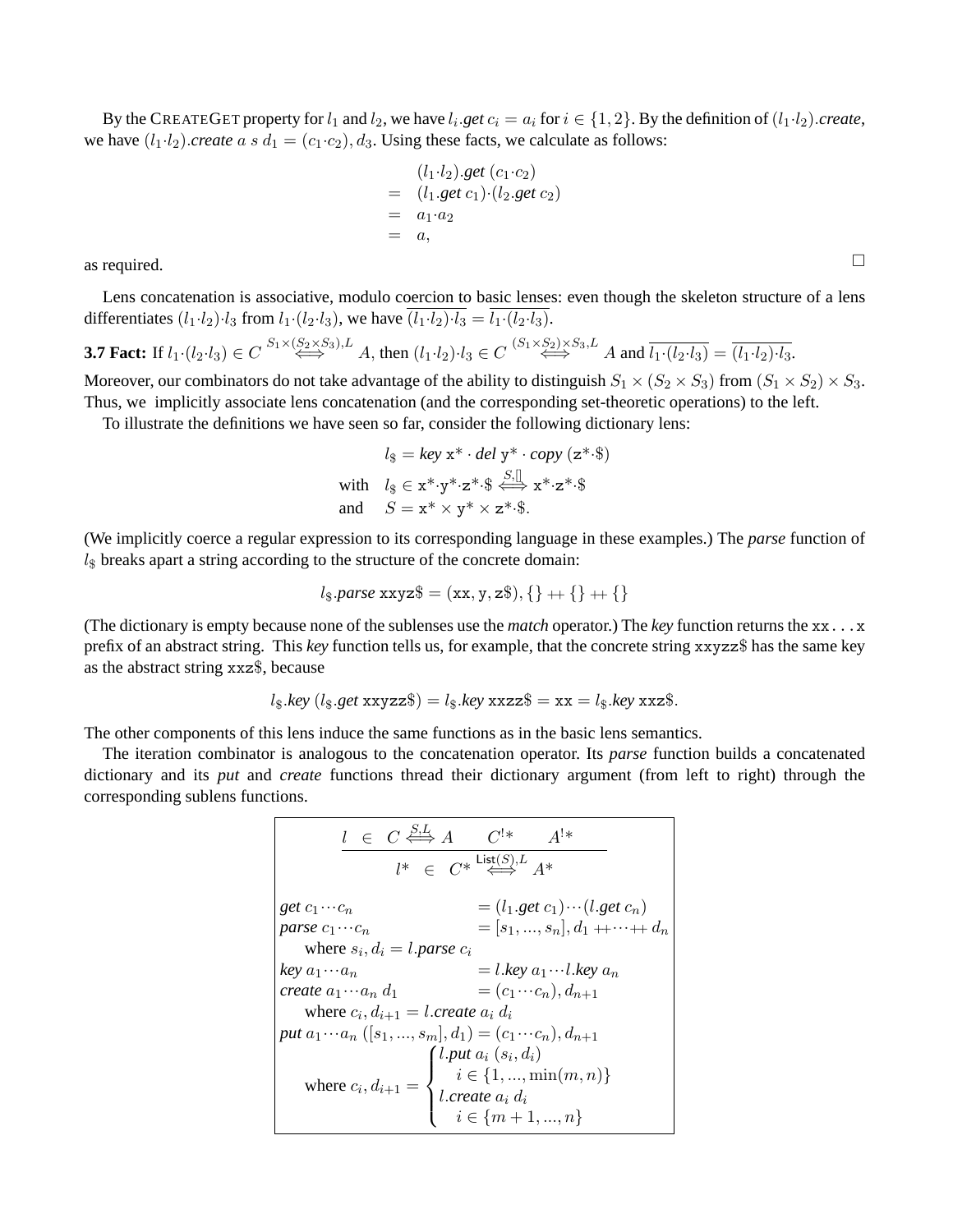By the CreateGet property for $l_1$ and $l_2$, we have $l_i.\mathit{get}\ c_i = a_i$ for $i \in \{1, 2\}$. By the definition of $(l_1 \cdot l_2).\mathit{create}$, we have $(l_1 \cdot l_2).\mathit{create}\ a\ s\ d_1 = (c_1 \cdot c_2), d_3$. Using these facts, we calculate as follows:

$$
\begin{array}{ll}
 & (l_1 \cdot l_2).\mathit{get}\ (c_1 \cdot c_2) \\
= & (l_1.\mathit{get}\ c_1) \cdot (l_2.\mathit{get}\ c_2) \\
= & a_1 \cdot a_2 \\
= & a,
\end{array}
$$

as required. □

Lens concatenation is associative, modulo coercion to basic lenses: even though the skeleton structure of a lens differentiates $(l_1 \cdot l_2) \cdot l_3$ from $l_1 \cdot (l_2 \cdot l_3)$, we have $\overline{(l_1 \cdot l_2) \cdot l_3} = \overline{l_1 \cdot (l_2 \cdot l_3)}$.

**3.7 Fact:** If $l_1 \cdot (l_2 \cdot l_3) \in C \overset{S_1 \times (S_2 \times S_3), L}{\Longleftrightarrow} A$, then $(l_1 \cdot l_2) \cdot l_3 \in C \overset{(S_1 \times S_2) \times S_3, L}{\Longleftrightarrow} A$ and $\overline{l_1 \cdot (l_2 \cdot l_3)} = \overline{(l_1 \cdot l_2) \cdot l_3}$.

Moreover, our combinators do not take advantage of the ability to distinguish $S_1 \times (S_2 \times S_3)$ from $(S_1 \times S_2) \times S_3$. Thus, we implicitly associate lens concatenation (and the corresponding set-theoretic operations) to the left.

To illustrate the definitions we have seen so far, consider the following dictionary lens:

$$
\begin{array}{rl}
 & l_\$ = \mathit{key}\ \mathtt{x}^* \cdot \mathit{del}\ \mathtt{y}^* \cdot \mathit{copy}\ (\mathtt{z}^* \cdot \$) \\
\text{with} & l_\$ \in \mathtt{x}^* \cdot \mathtt{y}^* \cdot \mathtt{z}^* \cdot \$ \overset{S, []}{\Longleftrightarrow} \mathtt{x}^* \cdot \mathtt{z}^* \cdot \$ \\
\text{and} & S = \mathtt{x}^* \times \mathtt{y}^* \times \mathtt{z}^* \cdot \$.
\end{array}
$$

(We implicitly coerce a regular expression to its corresponding language in these examples.) The *parse* function of $l_\$$ breaks apart a string according to the structure of the concrete domain:

$$
l_\$.\mathit{parse}\ \mathtt{xxyz}\$ = (\mathtt{xx}, \mathtt{y}, \mathtt{z}\$), \{\} +\!\!+ \{\} +\!\!+ \{\}
$$

(The dictionary is empty because none of the sublenses use the *match* operator.) The *key* function returns the `xx...x` prefix of an abstract string. This *key* function tells us, for example, that the concrete string $\mathtt{xxyzz}\$$ has the same key as the abstract string $\mathtt{xxz}\$$, because

$$
l_\$.\mathit{key}\ (l_\$.\mathit{get}\ \mathtt{xxyzz}\$) = l_\$.\mathit{key}\ \mathtt{xxzz}\$ = \mathtt{xx} = l_\$.\mathit{key}\ \mathtt{xxz}\$.
$$

The other components of this lens induce the same functions as in the basic lens semantics.

The iteration combinator is analogous to the concatenation operator. Its *parse* function builds a concatenated dictionary and its *put* and *create* functions thread their dictionary argument (from left to right) through the corresponding sublens functions.

$$
\frac{l \in C \overset{S,L}{\Longleftrightarrow} A \qquad C^{!*} \qquad A^{!*}}{l^* \in C^* \overset{\mathsf{List}(S),L}{\Longleftrightarrow} A^*}
$$

$$
\begin{array}{ll}
\mathit{get}\ c_1 \cdots c_n & = (l_1.\mathit{get}\ c_1) \cdots (l.\mathit{get}\ c_n) \\
\mathit{parse}\ c_1 \cdots c_n & = [s_1, ..., s_n], d_1 +\!\!+ \cdots +\!\!+ d_n \\
\quad \text{where } s_i, d_i = l.\mathit{parse}\ c_i & \\
\mathit{key}\ a_1 \cdots a_n & = l.\mathit{key}\ a_1 \cdots l.\mathit{key}\ a_n \\
\mathit{create}\ a_1 \cdots a_n\ d_1 & = (c_1 \cdots c_n), d_{n+1} \\
\quad \text{where } c_i, d_{i+1} = l.\mathit{create}\ a_i\ d_i & \\
\mathit{put}\ a_1 \cdots a_n\ ([s_1, ..., s_m], d_1) & = (c_1 \cdots c_n), d_{n+1} \\
\quad \text{where } c_i, d_{i+1} = \begin{cases} l.\mathit{put}\ a_i\ (s_i, d_i) \\ \quad i \in \{1, ..., \min(m, n)\} \\ l.\mathit{create}\ a_i\ d_i \\ \quad i \in \{m+1, ..., n\} \end{cases} &
\end{array}
$$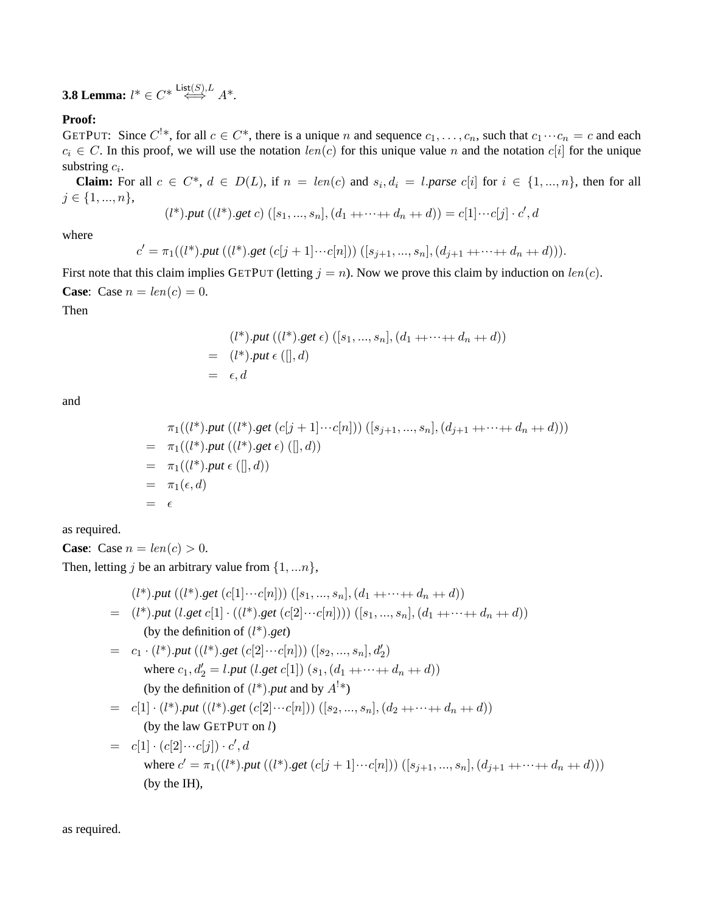**3.8 Lemma:** $l^* \in C^* \overset{\mathsf{List}(S),L}{\Longleftrightarrow} A^*$.

**Proof:**

GETPUT: Since $C^{!*}$, for all $c \in C^*$, there is a unique $n$ and sequence $c_1, \ldots, c_n$, such that $c_1 \cdots c_n = c$ and each $c_i \in C$. In this proof, we will use the notation $len(c)$ for this unique value $n$ and the notation $c[i]$ for the unique substring $c_i$.

**Claim:** For all $c \in C^*$, $d \in D(L)$, if $n = len(c)$ and $s_i, d_i = l.\mathit{parse}\ c[i]$ for $i \in \{1, ..., n\}$, then for all $j \in \{1, ..., n\}$,

$$(l^*).\mathit{put}\ ((l^*).\mathit{get}\ c)\ ([s_1, ..., s_n], (d_1 +\!\!+ \cdots +\!\!+ d_n +\!\!+ d)) = c[1] \cdots c[j] \cdot c', d$$

where

$$c' = \pi_1((l^*).\mathit{put}\ ((l^*).\mathit{get}\ (c[j+1] \cdots c[n]))\ ([s_{j+1}, ..., s_n], (d_{j+1} +\!\!+ \cdots +\!\!+ d_n +\!\!+ d))).$$

First note that this claim implies GETPUT (letting $j = n$). Now we prove this claim by induction on $len(c)$.

**Case**: Case $n = len(c) = 0$.

Then

$$\begin{aligned}
& (l^*).\mathit{put}\ ((l^*).\mathit{get}\ \epsilon)\ ([s_1, ..., s_n], (d_1 +\!\!+ \cdots +\!\!+ d_n +\!\!+ d)) \\
= \;& (l^*).\mathit{put}\ \epsilon\ ([], d) \\
= \;& \epsilon, d
\end{aligned}$$

and

$$\begin{aligned}
& \pi_1((l^*).\mathit{put}\ ((l^*).\mathit{get}\ (c[j+1] \cdots c[n]))\ ([s_{j+1}, ..., s_n], (d_{j+1} +\!\!+ \cdots +\!\!+ d_n +\!\!+ d))) \\
= \;& \pi_1((l^*).\mathit{put}\ ((l^*).\mathit{get}\ \epsilon)\ ([], d)) \\
= \;& \pi_1((l^*).\mathit{put}\ \epsilon\ ([], d)) \\
= \;& \pi_1(\epsilon, d) \\
= \;& \epsilon
\end{aligned}$$

as required.

**Case**: Case $n = len(c) > 0$.

Then, letting $j$ be an arbitrary value from $\{1, ...n\}$,

$$\begin{aligned}
& (l^*).\mathit{put}\ ((l^*).\mathit{get}\ (c[1] \cdots c[n]))\ ([s_1, ..., s_n], (d_1 +\!\!+ \cdots +\!\!+ d_n +\!\!+ d)) \\
= \;& (l^*).\mathit{put}\ (l.\mathit{get}\ c[1] \cdot ((l^*).\mathit{get}\ (c[2] \cdots c[n])))\ ([s_1, ..., s_n], (d_1 +\!\!+ \cdots +\!\!+ d_n +\!\!+ d)) \\
& \quad \text{(by the definition of } (l^*).\mathit{get}) \\
= \;& c_1 \cdot (l^*).\mathit{put}\ ((l^*).\mathit{get}\ (c[2] \cdots c[n]))\ ([s_2, ..., s_n], d_2') \\
& \quad \text{where } c_1, d_2' = l.\mathit{put}\ (l.\mathit{get}\ c[1])\ (s_1, (d_1 +\!\!+ \cdots +\!\!+ d_n +\!\!+ d)) \\
& \quad \text{(by the definition of } (l^*).\mathit{put} \text{ and by } A^{!*}) \\
= \;& c[1] \cdot (l^*).\mathit{put}\ ((l^*).\mathit{get}\ (c[2] \cdots c[n]))\ ([s_2, ..., s_n], (d_2 +\!\!+ \cdots +\!\!+ d_n +\!\!+ d)) \\
& \quad \text{(by the law GETPUT on } l) \\
= \;& c[1] \cdot (c[2] \cdots c[j]) \cdot c', d \\
& \quad \text{where } c' = \pi_1((l^*).\mathit{put}\ ((l^*).\mathit{get}\ (c[j+1] \cdots c[n]))\ ([s_{j+1}, ..., s_n], (d_{j+1} +\!\!+ \cdots +\!\!+ d_n +\!\!+ d))) \\
& \quad \text{(by the IH),}
\end{aligned}$$

as required.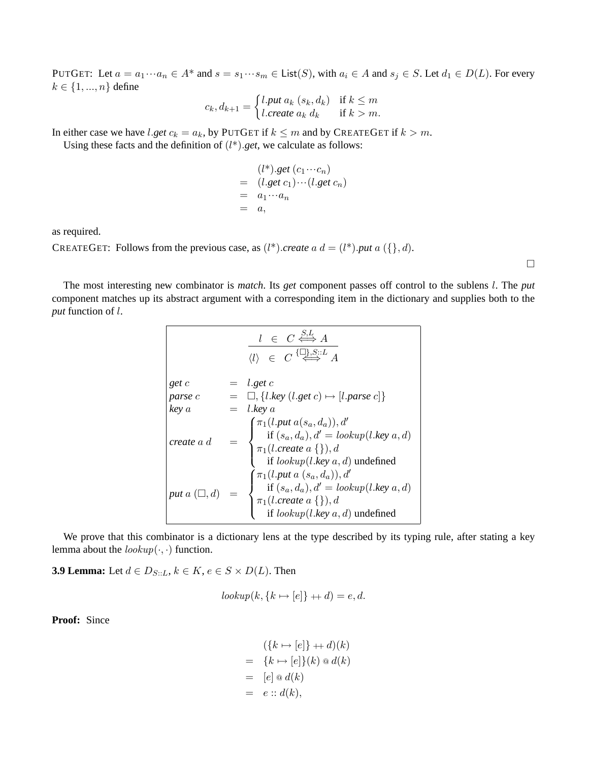PUTGET: Let $a = a_1 \cdots a_n \in A^*$ and $s = s_1 \cdots s_m \in \mathsf{List}(S)$, with $a_i \in A$ and $s_j \in S$. Let $d_1 \in D(L)$. For every $k \in \{1, ..., n\}$ define

$$c_k, d_{k+1} = \begin{cases} l.\textit{put}\ a_k\ (s_k, d_k) & \text{if } k \leq m \\ l.\textit{create}\ a_k\ d_k & \text{if } k > m. \end{cases}$$

In either case we have $l.\textit{get}\ c_k = a_k$, by PUTGET if $k \leq m$ and by CREATEGET if $k > m$.

Using these facts and the definition of $(l^*).\textit{get}$, we calculate as follows:

$$\begin{array}{rl} & (l^*).\textit{get}\ (c_1 \cdots c_n) \\ = & (l.\textit{get}\ c_1) \cdots (l.\textit{get}\ c_n) \\ = & a_1 \cdots a_n \\ = & a, \end{array}$$

as required.

CREATEGET: Follows from the previous case, as $(l^*).\textit{create}\ a\ d = (l^*).\textit{put}\ a\ (\{\}, d)$.

$\square$

The most interesting new combinator is *match*. Its *get* component passes off control to the sublens $l$. The *put* component matches up its abstract argument with a corresponding item in the dictionary and supplies both to the *put* function of $l$.

$$\frac{l \ \in \ C \overset{S,L}{\Longleftrightarrow} A}{\langle l \rangle \ \in \ C \overset{\{\square\},S::L}{\Longleftrightarrow} A}$$

$$\begin{array}{lcl} \textit{get}\ c & = & l.\textit{get}\ c \\ \textit{parse}\ c & = & \square, \{l.\textit{key}\ (l.\textit{get}\ c) \mapsto [l.\textit{parse}\ c]\} \\ \textit{key}\ a & = & l.\textit{key}\ a \\ \textit{create}\ a\ d & = & \begin{cases} \pi_1(l.\textit{put}\ a(s_a, d_a)), d' \\ \quad \text{if } (s_a, d_a), d' = \textit{lookup}(l.\textit{key}\ a, d) \\ \pi_1(l.\textit{create}\ a\ \{\}), d \\ \quad \text{if } \textit{lookup}(l.\textit{key}\ a, d) \text{ undefined} \end{cases} \\ \textit{put}\ a\ (\square, d) & = & \begin{cases} \pi_1(l.\textit{put}\ a\ (s_a, d_a)), d' \\ \quad \text{if } (s_a, d_a), d' = \textit{lookup}(l.\textit{key}\ a, d) \\ \pi_1(l.\textit{create}\ a\ \{\}), d \\ \quad \text{if } \textit{lookup}(l.\textit{key}\ a, d) \text{ undefined} \end{cases} \end{array}$$

We prove that this combinator is a dictionary lens at the type described by its typing rule, after stating a key lemma about the $\textit{lookup}(\cdot, \cdot)$ function.

**3.9 Lemma:** Let $d \in D_{S::L}$, $k \in K$, $e \in S \times D(L)$. Then

$$\textit{lookup}(k, \{k \mapsto [e]\} +\!\!+\ d) = e, d.$$

**Proof:** Since

$$\begin{array}{rl} & (\{k \mapsto [e]\} +\!\!+\ d)(k) \\ = & \{k \mapsto [e]\}(k) \mathbin{@} d(k) \\ = & [e] \mathbin{@} d(k) \\ = & e :: d(k), \end{array}$$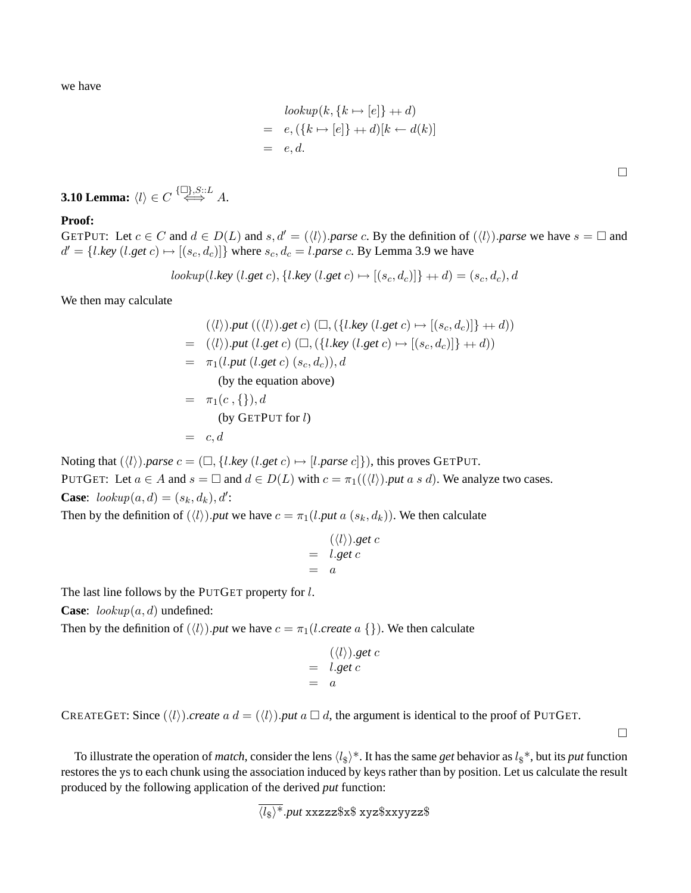we have

$$
\begin{array}{rl}
& lookup(k, \{k \mapsto [e]\} +\!\!+\, d) \\
= & e, (\{k \mapsto [e]\} +\!\!+\, d)[k \leftarrow d(k)] \\
= & e, d.
\end{array}
$$

□

**3.10 Lemma:** $\langle l \rangle \in C \overset{\{\square\}, S::L}{\Longleftrightarrow} A$.

**Proof:**

GETPUT: Let $c \in C$ and $d \in D(L)$ and $s, d' = (\langle l \rangle).\textit{parse}\ c$. By the definition of $(\langle l \rangle).\textit{parse}$ we have $s = \square$ and $d' = \{l.\textit{key}\ (l.\textit{get}\ c) \mapsto [(s_c, d_c)]\}$ where $s_c, d_c = l.\textit{parse}\ c$. By Lemma 3.9 we have

$$
lookup(l.\textit{key}\ (l.\textit{get}\ c), \{l.\textit{key}\ (l.\textit{get}\ c) \mapsto [(s_c, d_c)]\} +\!\!+\, d) = (s_c, d_c), d
$$

We then may calculate

$$
\begin{array}{rl}
& (\langle l \rangle).\textit{put}\ ((\langle l \rangle).\textit{get}\ c)\ (\square, (\{l.\textit{key}\ (l.\textit{get}\ c) \mapsto [(s_c, d_c)]\} +\!\!+\, d)) \\
= & (\langle l \rangle).\textit{put}\ (l.\textit{get}\ c)\ (\square, (\{l.\textit{key}\ (l.\textit{get}\ c) \mapsto [(s_c, d_c)]\} +\!\!+\, d)) \\
= & \pi_1(l.\textit{put}\ (l.\textit{get}\ c)\ (s_c, d_c)), d \\
& \quad \text{(by the equation above)} \\
= & \pi_1(c\ , \{\}), d \\
& \quad \text{(by GETPUT for } l\text{)} \\
= & c, d
\end{array}
$$

Noting that $(\langle l \rangle).\textit{parse}\ c = (\square, \{l.\textit{key}\ (l.\textit{get}\ c) \mapsto [l.\textit{parse}\ c]\})$, this proves GETPUT.

PUTGET: Let $a \in A$ and $s = \square$ and $d \in D(L)$ with $c = \pi_1((\langle l \rangle).\textit{put}\ a\ s\ d)$. We analyze two cases.

**Case**: $lookup(a, d) = (s_k, d_k), d'$:

Then by the definition of $(\langle l \rangle).\textit{put}$ we have $c = \pi_1(l.\textit{put}\ a\ (s_k, d_k))$. We then calculate

$$
\begin{array}{rl}
& (\langle l \rangle).\textit{get}\ c \\
= & l.\textit{get}\ c \\
= & a
\end{array}
$$

The last line follows by the PUTGET property for $l$.

**Case**: $lookup(a, d)$ undefined:

Then by the definition of $(\langle l \rangle).\textit{put}$ we have $c = \pi_1(l.\textit{create}\ a\ \{\})$. We then calculate

$$
\begin{array}{rl}
& (\langle l \rangle).\textit{get}\ c \\
= & l.\textit{get}\ c \\
= & a
\end{array}
$$

CREATEGET: Since $(\langle l \rangle).\textit{create}\ a\ d = (\langle l \rangle).\textit{put}\ a\ \square\ d$, the argument is identical to the proof of PUTGET.

□

To illustrate the operation of *match*, consider the lens $\langle l_\$ \rangle^*$. It has the same *get* behavior as $l_\${}^*$, but its *put* function restores the ys to each chunk using the association induced by keys rather than by position. Let us calculate the result produced by the following application of the derived *put* function:

$$
\overline{\langle l_\$ \rangle^*}.\textit{put}\ \texttt{xxzzz\$x\$}\ \texttt{xyz\$xxyyzz\$}
$$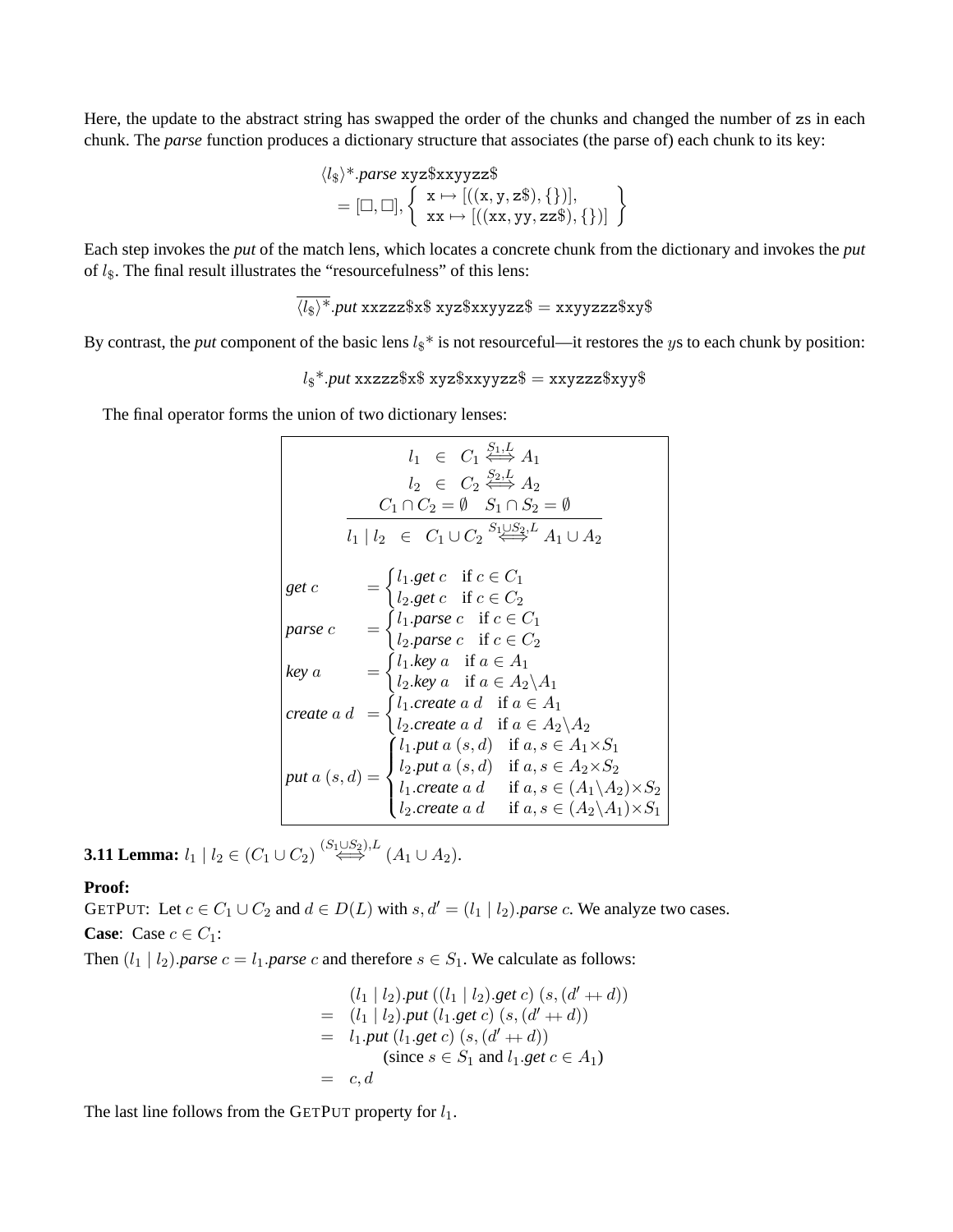Here, the update to the abstract string has swapped the order of the chunks and changed the number of zs in each chunk. The *parse* function produces a dictionary structure that associates (the parse of) each chunk to its key:

$$\begin{array}{l} \langle l_\$ \rangle^*.\mathit{parse}\ \texttt{xyz\$xxyyzz\$} \\ \quad = [\Box, \Box], \left\{ \begin{array}{l} \texttt{x} \mapsto [((\texttt{x}, \texttt{y}, \texttt{z\$}), \{\})], \\ \texttt{xx} \mapsto [((\texttt{xx}, \texttt{yy}, \texttt{zz\$}), \{\})] \end{array} \right\} \end{array}$$

Each step invokes the *put* of the match lens, which locates a concrete chunk from the dictionary and invokes the *put* of $l_\$$. The final result illustrates the "resourcefulness" of this lens:

$$\overline{\langle l_\$ \rangle^*}.\mathit{put}\ \texttt{xxzzz\$x\$}\ \texttt{xyz\$xxyyzz\$} = \texttt{xxyyzzz\$xy\$}$$

By contrast, the *put* component of the basic lens $l_\$^*$ is not resourceful—it restores the $y$s to each chunk by position:

$$l_\$^*.\mathit{put}\ \texttt{xxzzz\$x\$}\ \texttt{xyz\$xxyyzz\$} = \texttt{xxyzzz\$xyy\$}$$

The final operator forms the union of two dictionary lenses:

$$\frac{\begin{array}{c} l_1 \in C_1 \overset{S_1,L}{\Longleftrightarrow} A_1 \\ l_2 \in C_2 \overset{S_2,L}{\Longleftrightarrow} A_2 \\ C_1 \cap C_2 = \emptyset \quad S_1 \cap S_2 = \emptyset \end{array}}{l_1 \mid l_2 \in C_1 \cup C_2 \overset{S_1 \cup S_2,L}{\Longleftrightarrow} A_1 \cup A_2}$$

$$\begin{array}{ll}
\mathit{get}\ c & = \begin{cases} l_1.\mathit{get}\ c & \text{if } c \in C_1 \\ l_2.\mathit{get}\ c & \text{if } c \in C_2 \end{cases} \\
\mathit{parse}\ c & = \begin{cases} l_1.\mathit{parse}\ c & \text{if } c \in C_1 \\ l_2.\mathit{parse}\ c & \text{if } c \in C_2 \end{cases} \\
\mathit{key}\ a & = \begin{cases} l_1.\mathit{key}\ a & \text{if } a \in A_1 \\ l_2.\mathit{key}\ a & \text{if } a \in A_2 \backslash A_1 \end{cases} \\
\mathit{create}\ a\ d & = \begin{cases} l_1.\mathit{create}\ a\ d & \text{if } a \in A_1 \\ l_2.\mathit{create}\ a\ d & \text{if } a \in A_2 \backslash A_2 \end{cases} \\
\mathit{put}\ a\ (s,d) & = \begin{cases} l_1.\mathit{put}\ a\ (s,d) & \text{if } a,s \in A_1 \times S_1 \\ l_2.\mathit{put}\ a\ (s,d) & \text{if } a,s \in A_2 \times S_2 \\ l_1.\mathit{create}\ a\ d & \text{if } a,s \in (A_1 \backslash A_2) \times S_2 \\ l_2.\mathit{create}\ a\ d & \text{if } a,s \in (A_2 \backslash A_1) \times S_1 \end{cases}
\end{array}$$

**3.11 Lemma:** $l_1 \mid l_2 \in (C_1 \cup C_2) \overset{(S_1 \cup S_2),L}{\Longleftrightarrow} (A_1 \cup A_2)$.

**Proof:**

GETPUT: Let $c \in C_1 \cup C_2$ and $d \in D(L)$ with $s, d' = (l_1 \mid l_2).\mathit{parse}\ c$. We analyze two cases.

**Case**: Case $c \in C_1$:

Then $(l_1 \mid l_2).\mathit{parse}\ c = l_1.\mathit{parse}\ c$ and therefore $s \in S_1$. We calculate as follows:

$$\begin{array}{ll}
 & (l_1 \mid l_2).\mathit{put}\ ((l_1 \mid l_2).\mathit{get}\ c)\ (s, (d' +\!\!+\ d)) \\
= & (l_1 \mid l_2).\mathit{put}\ (l_1.\mathit{get}\ c)\ (s, (d' +\!\!+\ d)) \\
= & l_1.\mathit{put}\ (l_1.\mathit{get}\ c)\ (s, (d' +\!\!+\ d)) \\
 & \qquad \text{(since } s \in S_1 \text{ and } l_1.\mathit{get}\ c \in A_1\text{)} \\
= & c, d
\end{array}$$

The last line follows from the GETPUT property for $l_1$.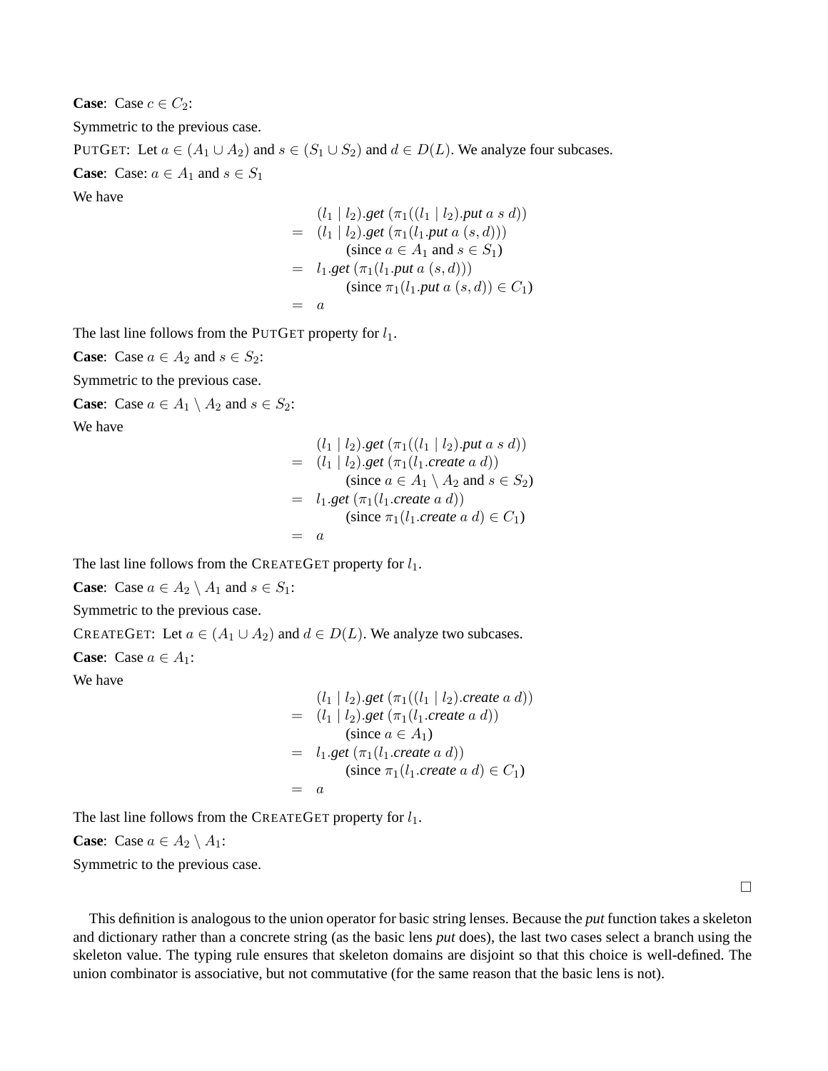**Case**: Case $c \in C_2$:

Symmetric to the previous case.

PUTGET: Let $a \in (A_1 \cup A_2)$ and $s \in (S_1 \cup S_2)$ and $d \in D(L)$. We analyze four subcases.

**Case**: Case: $a \in A_1$ and $s \in S_1$

We have

$$
\begin{array}{rl}
& (l_1 \mid l_2).\textit{get}\ (\pi_1((l_1 \mid l_2).\textit{put}\ a\ s\ d)) \\
= & (l_1 \mid l_2).\textit{get}\ (\pi_1(l_1.\textit{put}\ a\ (s, d))) \\
& \quad \text{(since } a \in A_1 \text{ and } s \in S_1\text{)} \\
= & l_1.\textit{get}\ (\pi_1(l_1.\textit{put}\ a\ (s, d))) \\
& \quad \text{(since } \pi_1(l_1.\textit{put}\ a\ (s, d)) \in C_1\text{)} \\
= & a
\end{array}
$$

The last line follows from the PUTGET property for $l_1$.

**Case**: Case $a \in A_2$ and $s \in S_2$:

Symmetric to the previous case.

**Case**: Case $a \in A_1 \setminus A_2$ and $s \in S_2$:

We have

$$
\begin{array}{rl}
& (l_1 \mid l_2).\textit{get}\ (\pi_1((l_1 \mid l_2).\textit{put}\ a\ s\ d)) \\
= & (l_1 \mid l_2).\textit{get}\ (\pi_1(l_1.\textit{create}\ a\ d)) \\
& \quad \text{(since } a \in A_1 \setminus A_2 \text{ and } s \in S_2\text{)} \\
= & l_1.\textit{get}\ (\pi_1(l_1.\textit{create}\ a\ d)) \\
& \quad \text{(since } \pi_1(l_1.\textit{create}\ a\ d) \in C_1\text{)} \\
= & a
\end{array}
$$

The last line follows from the CREATEGET property for $l_1$.

**Case**: Case $a \in A_2 \setminus A_1$ and $s \in S_1$:

Symmetric to the previous case.

CREATEGET: Let $a \in (A_1 \cup A_2)$ and $d \in D(L)$. We analyze two subcases.

**Case**: Case $a \in A_1$:

We have

$$
\begin{array}{rl}
& (l_1 \mid l_2).\textit{get}\ (\pi_1((l_1 \mid l_2).\textit{create}\ a\ d)) \\
= & (l_1 \mid l_2).\textit{get}\ (\pi_1(l_1.\textit{create}\ a\ d)) \\
& \quad \text{(since } a \in A_1\text{)} \\
= & l_1.\textit{get}\ (\pi_1(l_1.\textit{create}\ a\ d)) \\
& \quad \text{(since } \pi_1(l_1.\textit{create}\ a\ d) \in C_1\text{)} \\
= & a
\end{array}
$$

The last line follows from the CREATEGET property for $l_1$.

**Case**: Case $a \in A_2 \setminus A_1$:

Symmetric to the previous case.

□

This definition is analogous to the union operator for basic string lenses. Because the *put* function takes a skeleton and dictionary rather than a concrete string (as the basic lens *put* does), the last two cases select a branch using the skeleton value. The typing rule ensures that skeleton domains are disjoint so that this choice is well-defined. The union combinator is associative, but not commutative (for the same reason that the basic lens is not).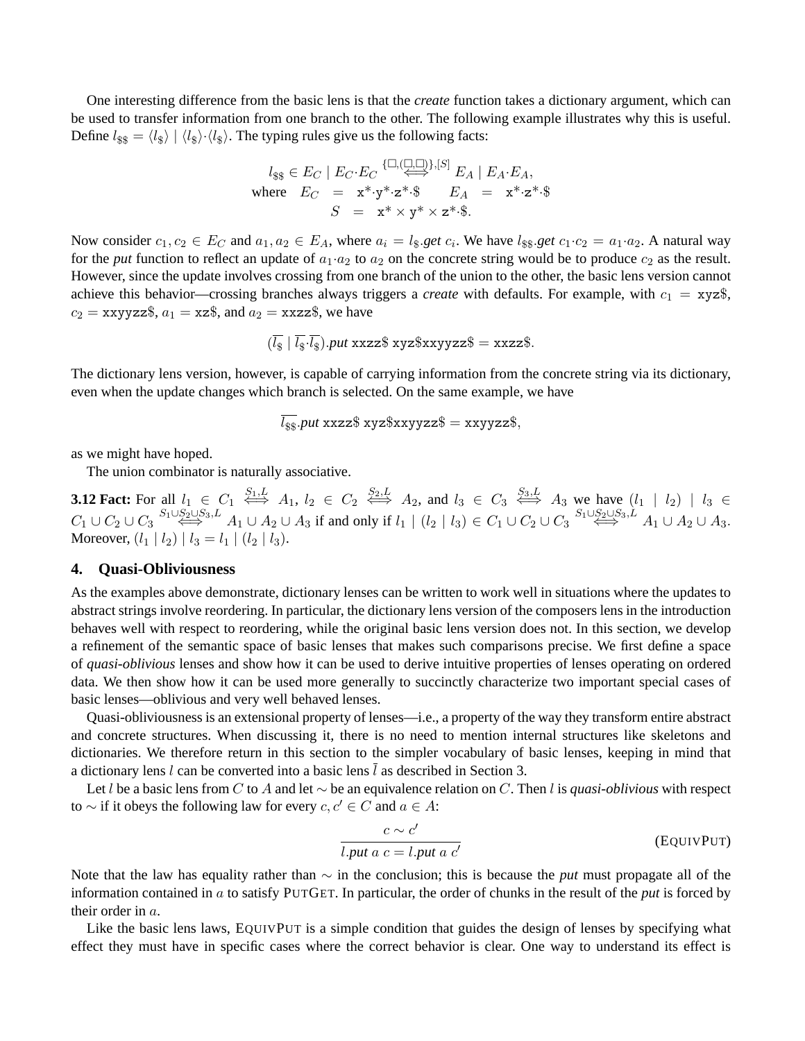One interesting difference from the basic lens is that the *create* function takes a dictionary argument, which can be used to transfer information from one branch to the other. The following example illustrates why this is useful. Define $l_{\$\$} = \langle l_\$ \rangle \mid \langle l_\$ \rangle \cdot \langle l_\$ \rangle$. The typing rules give us the following facts:

$$
\begin{array}{c}
l_{\$\$} \in E_C \mid E_C \cdot E_C \overset{\{\square, (\square,\square)\}, [S]}{\Longleftrightarrow} E_A \mid E_A \cdot E_A, \\
\text{where} \quad E_C \;=\; \mathtt{x}^* \cdot \mathtt{y}^* \cdot \mathtt{z}^* \cdot \$ \qquad E_A \;=\; \mathtt{x}^* \cdot \mathtt{z}^* \cdot \$ \\
S \;=\; \mathtt{x}^* \times \mathtt{y}^* \times \mathtt{z}^* \cdot \$.
\end{array}
$$

Now consider $c_1, c_2 \in E_C$ and $a_1, a_2 \in E_A$, where $a_i = l_\$.get\ c_i$. We have $l_{\$\$}.get\ c_1 \cdot c_2 = a_1 \cdot a_2$. A natural way for the *put* function to reflect an update of $a_1 \cdot a_2$ to $a_2$ on the concrete string would be to produce $c_2$ as the result. However, since the update involves crossing from one branch of the union to the other, the basic lens version cannot achieve this behavior—crossing branches always triggers a *create* with defaults. For example, with $c_1 = \mathtt{xyz\$}$, $c_2 = \mathtt{xxyyzz\$}$, $a_1 = \mathtt{xz\$}$, and $a_2 = \mathtt{xxzz\$}$, we have

$$(\overline{l_\$} \mid \overline{l_\$} \cdot \overline{l_\$}).put\ \mathtt{xxzz\$}\ \mathtt{xyz\$xxyyzz\$} = \mathtt{xxzz\$}.$$

The dictionary lens version, however, is capable of carrying information from the concrete string via its dictionary, even when the update changes which branch is selected. On the same example, we have

$$\overline{l_{\$\$}}.put\ \mathtt{xxzz\$}\ \mathtt{xyz\$xxyyzz\$} = \mathtt{xxyyzz\$},$$

as we might have hoped.

The union combinator is naturally associative.

**3.12 Fact:** For all $l_1 \in C_1 \overset{S_1,L}{\Longleftrightarrow} A_1$, $l_2 \in C_2 \overset{S_2,L}{\Longleftrightarrow} A_2$, and $l_3 \in C_3 \overset{S_3,L}{\Longleftrightarrow} A_3$ we have $(l_1 \mid l_2) \mid l_3 \in C_1 \cup C_2 \cup C_3 \overset{S_1 \cup S_2 \cup S_3,L}{\Longleftrightarrow} A_1 \cup A_2 \cup A_3$ if and only if $l_1 \mid (l_2 \mid l_3) \in C_1 \cup C_2 \cup C_3 \overset{S_1 \cup S_2 \cup S_3,L}{\Longleftrightarrow} A_1 \cup A_2 \cup A_3$. Moreover, $(l_1 \mid l_2) \mid l_3 = l_1 \mid (l_2 \mid l_3)$.

## 4. Quasi-Obliviousness

As the examples above demonstrate, dictionary lenses can be written to work well in situations where the updates to abstract strings involve reordering. In particular, the dictionary lens version of the composers lens in the introduction behaves well with respect to reordering, while the original basic lens version does not. In this section, we develop a refinement of the semantic space of basic lenses that makes such comparisons precise. We first define a space of *quasi-oblivious* lenses and show how it can be used to derive intuitive properties of lenses operating on ordered data. We then show how it can be used more generally to succinctly characterize two important special cases of basic lenses—oblivious and very well behaved lenses.

Quasi-obliviousness is an extensional property of lenses—i.e., a property of the way they transform entire abstract and concrete structures. When discussing it, there is no need to mention internal structures like skeletons and dictionaries. We therefore return in this section to the simpler vocabulary of basic lenses, keeping in mind that a dictionary lens $l$ can be converted into a basic lens $\overline{l}$ as described in Section 3.

Let $l$ be a basic lens from $C$ to $A$ and let $\sim$ be an equivalence relation on $C$. Then $l$ is *quasi-oblivious* with respect to $\sim$ if it obeys the following law for every $c, c' \in C$ and $a \in A$:

$$\frac{c \sim c'}{l.put\ a\ c = l.put\ a\ c'} \qquad \text{(EQUIVPUT)}$$

Note that the law has equality rather than $\sim$ in the conclusion; this is because the *put* must propagate all of the information contained in $a$ to satisfy PUTGET. In particular, the order of chunks in the result of the *put* is forced by their order in $a$.

Like the basic lens laws, EQUIVPUT is a simple condition that guides the design of lenses by specifying what effect they must have in specific cases where the correct behavior is clear. One way to understand its effect is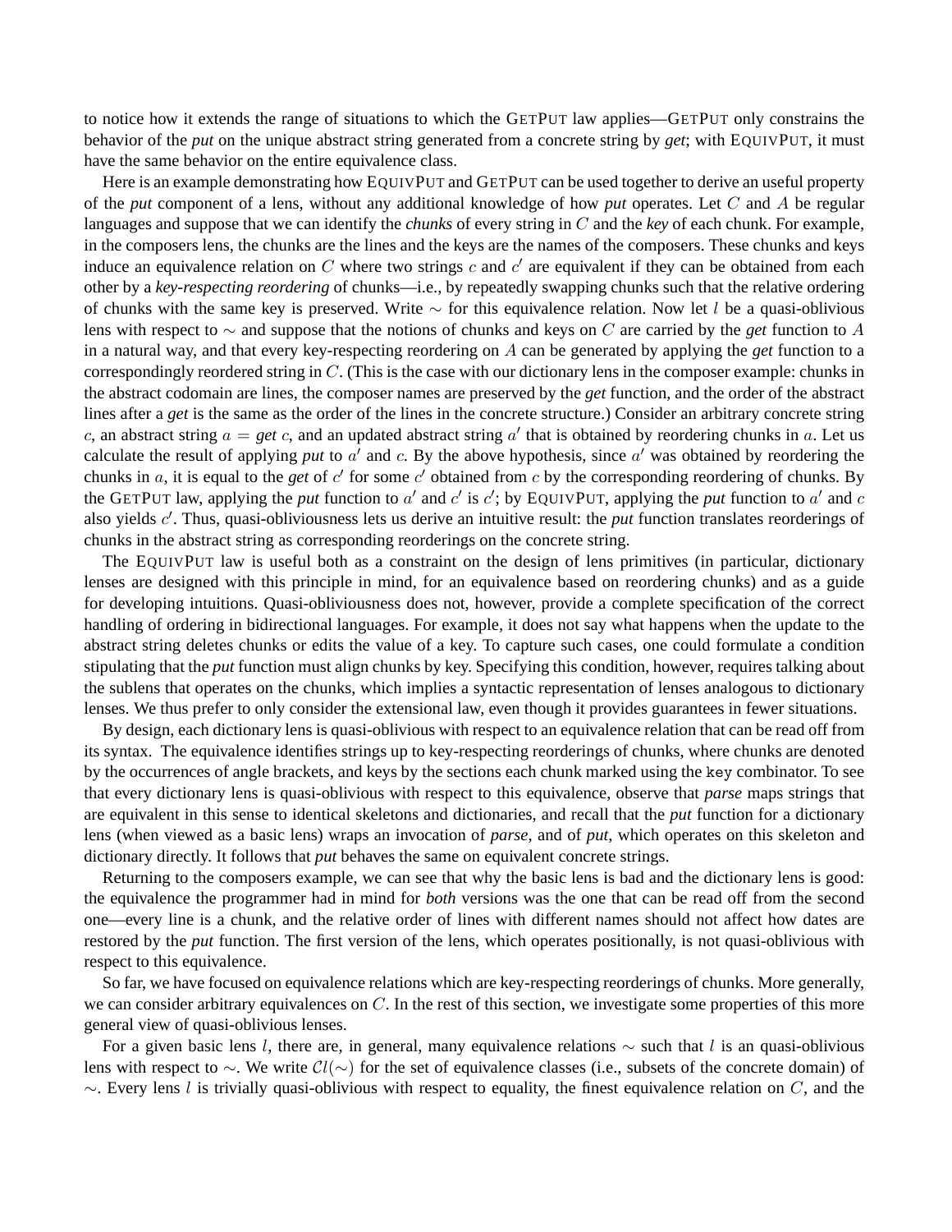to notice how it extends the range of situations to which the GETPUT law applies—GETPUT only constrains the behavior of the *put* on the unique abstract string generated from a concrete string by *get*; with EQUIVPUT, it must have the same behavior on the entire equivalence class.

Here is an example demonstrating how EQUIVPUT and GETPUT can be used together to derive an useful property of the *put* component of a lens, without any additional knowledge of how *put* operates. Let $C$ and $A$ be regular languages and suppose that we can identify the *chunks* of every string in $C$ and the *key* of each chunk. For example, in the composers lens, the chunks are the lines and the keys are the names of the composers. These chunks and keys induce an equivalence relation on $C$ where two strings $c$ and $c'$ are equivalent if they can be obtained from each other by a *key-respecting reordering* of chunks—i.e., by repeatedly swapping chunks such that the relative ordering of chunks with the same key is preserved. Write $\sim$ for this equivalence relation. Now let $l$ be a quasi-oblivious lens with respect to $\sim$ and suppose that the notions of chunks and keys on $C$ are carried by the *get* function to $A$ in a natural way, and that every key-respecting reordering on $A$ can be generated by applying the *get* function to a correspondingly reordered string in $C$. (This is the case with our dictionary lens in the composer example: chunks in the abstract codomain are lines, the composer names are preserved by the *get* function, and the order of the abstract lines after a *get* is the same as the order of the lines in the concrete structure.) Consider an arbitrary concrete string $c$, an abstract string $a = get\ c$, and an updated abstract string $a'$ that is obtained by reordering chunks in $a$. Let us calculate the result of applying *put* to $a'$ and $c$. By the above hypothesis, since $a'$ was obtained by reordering the chunks in $a$, it is equal to the *get* of $c'$ for some $c'$ obtained from $c$ by the corresponding reordering of chunks. By the GETPUT law, applying the *put* function to $a'$ and $c'$ is $c'$; by EQUIVPUT, applying the *put* function to $a'$ and $c$ also yields $c'$. Thus, quasi-obliviousness lets us derive an intuitive result: the *put* function translates reorderings of chunks in the abstract string as corresponding reorderings on the concrete string.

The EQUIVPUT law is useful both as a constraint on the design of lens primitives (in particular, dictionary lenses are designed with this principle in mind, for an equivalence based on reordering chunks) and as a guide for developing intuitions. Quasi-obliviousness does not, however, provide a complete specification of the correct handling of ordering in bidirectional languages. For example, it does not say what happens when the update to the abstract string deletes chunks or edits the value of a key. To capture such cases, one could formulate a condition stipulating that the *put* function must align chunks by key. Specifying this condition, however, requires talking about the sublens that operates on the chunks, which implies a syntactic representation of lenses analogous to dictionary lenses. We thus prefer to only consider the extensional law, even though it provides guarantees in fewer situations.

By design, each dictionary lens is quasi-oblivious with respect to an equivalence relation that can be read off from its syntax. The equivalence identifies strings up to key-respecting reorderings of chunks, where chunks are denoted by the occurrences of angle brackets, and keys by the sections each chunk marked using the `key` combinator. To see that every dictionary lens is quasi-oblivious with respect to this equivalence, observe that *parse* maps strings that are equivalent in this sense to identical skeletons and dictionaries, and recall that the *put* function for a dictionary lens (when viewed as a basic lens) wraps an invocation of *parse*, and of *put*, which operates on this skeleton and dictionary directly. It follows that *put* behaves the same on equivalent concrete strings.

Returning to the composers example, we can see that why the basic lens is bad and the dictionary lens is good: the equivalence the programmer had in mind for *both* versions was the one that can be read off from the second one—every line is a chunk, and the relative order of lines with different names should not affect how dates are restored by the *put* function. The first version of the lens, which operates positionally, is not quasi-oblivious with respect to this equivalence.

So far, we have focused on equivalence relations which are key-respecting reorderings of chunks. More generally, we can consider arbitrary equivalences on $C$. In the rest of this section, we investigate some properties of this more general view of quasi-oblivious lenses.

For a given basic lens $l$, there are, in general, many equivalence relations $\sim$ such that $l$ is an quasi-oblivious lens with respect to $\sim$. We write $\mathcal{C}l(\sim)$ for the set of equivalence classes (i.e., subsets of the concrete domain) of $\sim$. Every lens $l$ is trivially quasi-oblivious with respect to equality, the finest equivalence relation on $C$, and the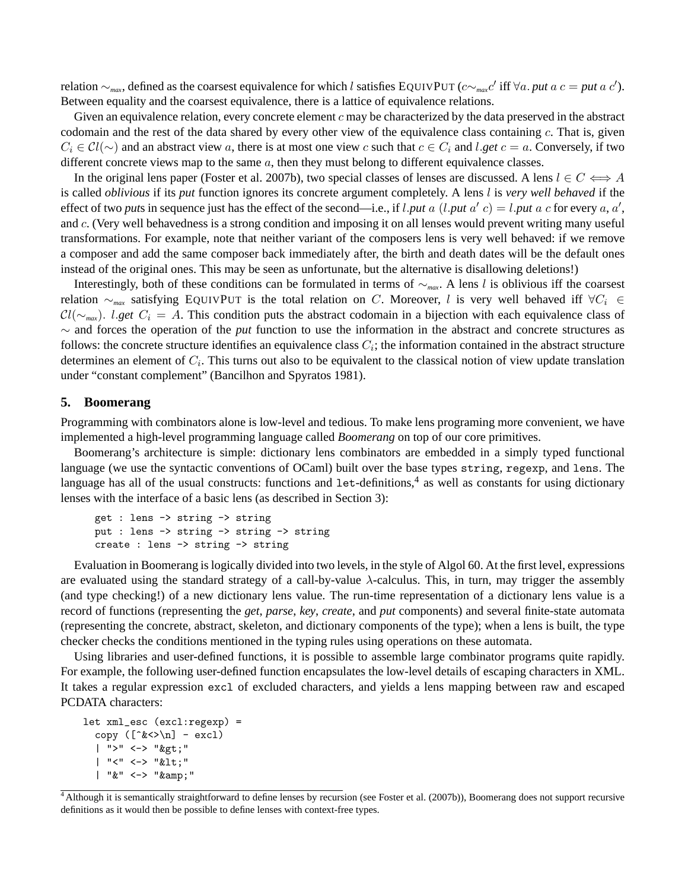relation $\sim_{max}$, defined as the coarsest equivalence for which $l$ satisfies EQUIVPUT ($c \sim_{max} c'$ iff $\forall a.\, put\ a\ c = put\ a\ c'$). Between equality and the coarsest equivalence, there is a lattice of equivalence relations.

Given an equivalence relation, every concrete element $c$ may be characterized by the data preserved in the abstract codomain and the rest of the data shared by every other view of the equivalence class containing $c$. That is, given $C_i \in \mathcal{C}l(\sim)$ and an abstract view $a$, there is at most one view $c$ such that $c \in C_i$ and $l.get\ c = a$. Conversely, if two different concrete views map to the same $a$, then they must belong to different equivalence classes.

In the original lens paper (Foster et al. 2007b), two special classes of lenses are discussed. A lens $l \in C \Longleftrightarrow A$ is called *oblivious* if its *put* function ignores its concrete argument completely. A lens $l$ is *very well behaved* if the effect of two *put*s in sequence just has the effect of the second—i.e., if $l.put\ a\ (l.put\ a'\ c) = l.put\ a\ c$ for every $a$, $a'$, and $c$. (Very well behavedness is a strong condition and imposing it on all lenses would prevent writing many useful transformations. For example, note that neither variant of the composers lens is very well behaved: if we remove a composer and add the same composer back immediately after, the birth and death dates will be the default ones instead of the original ones. This may be seen as unfortunate, but the alternative is disallowing deletions!)

Interestingly, both of these conditions can be formulated in terms of $\sim_{max}$. A lens $l$ is oblivious iff the coarsest relation $\sim_{max}$ satisfying EQUIVPUT is the total relation on $C$. Moreover, $l$ is very well behaved iff $\forall C_i \in \mathcal{C}l(\sim_{max}).\ l.get\ C_i = A$. This condition puts the abstract codomain in a bijection with each equivalence class of $\sim$ and forces the operation of the *put* function to use the information in the abstract and concrete structures as follows: the concrete structure identifies an equivalence class $C_i$; the information contained in the abstract structure determines an element of $C_i$. This turns out also to be equivalent to the classical notion of view update translation under "constant complement" (Bancilhon and Spyratos 1981).

## 5. Boomerang

Programming with combinators alone is low-level and tedious. To make lens programing more convenient, we have implemented a high-level programming language called *Boomerang* on top of our core primitives.

Boomerang's architecture is simple: dictionary lens combinators are embedded in a simply typed functional language (we use the syntactic conventions of OCaml) built over the base types `string`, `regexp`, and `lens`. The language has all of the usual constructs: functions and `let`-definitions,[4] as well as constants for using dictionary lenses with the interface of a basic lens (as described in Section 3):

```
get : lens -> string -> string
put : lens -> string -> string -> string
create : lens -> string -> string
```

Evaluation in Boomerang is logically divided into two levels, in the style of Algol 60. At the first level, expressions are evaluated using the standard strategy of a call-by-value $\lambda$-calculus. This, in turn, may trigger the assembly (and type checking!) of a new dictionary lens value. The run-time representation of a dictionary lens value is a record of functions (representing the *get*, *parse*, *key*, *create*, and *put* components) and several finite-state automata (representing the concrete, abstract, skeleton, and dictionary components of the type); when a lens is built, the type checker checks the conditions mentioned in the typing rules using operations on these automata.

Using libraries and user-defined functions, it is possible to assemble large combinator programs quite rapidly. For example, the following user-defined function encapsulates the low-level details of escaping characters in XML. It takes a regular expression `excl` of excluded characters, and yields a lens mapping between raw and escaped PCDATA characters:

```
let xml_esc (excl:regexp) =
  copy ([^&<>\n] - excl)
  | ">" <-> "&gt;"
  | "<" <-> "&lt;"
  | "&" <-> "&amp;"
```

[4] Although it is semantically straightforward to define lenses by recursion (see Foster et al. (2007b)), Boomerang does not support recursive definitions as it would then be possible to define lenses with context-free types.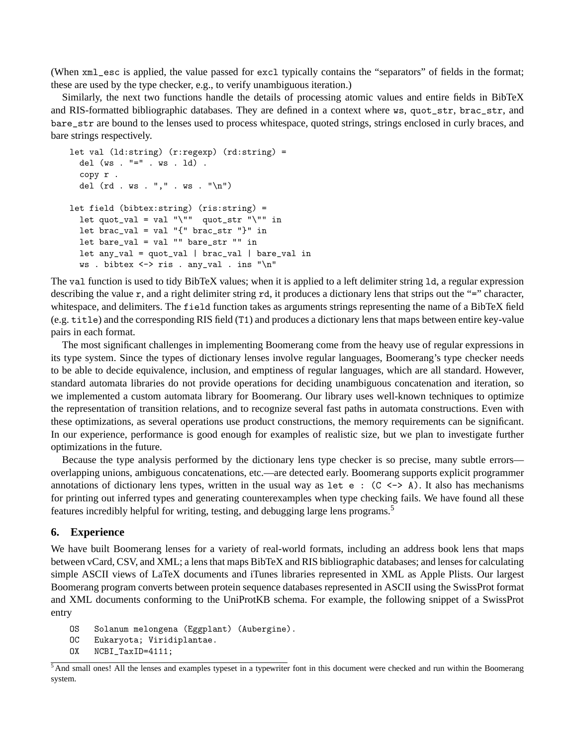(When `xml_esc` is applied, the value passed for `excl` typically contains the "separators" of fields in the format; these are used by the type checker, e.g., to verify unambiguous iteration.)

Similarly, the next two functions handle the details of processing atomic values and entire fields in BibTeX and RIS-formatted bibliographic databases. They are defined in a context where `ws`, `quot_str`, `brac_str`, and `bare_str` are bound to the lenses used to process whitespace, quoted strings, strings enclosed in curly braces, and bare strings respectively.

```
let val (ld:string) (r:regexp) (rd:string) =
  del (ws . "=" . ws . ld) .
  copy r .
  del (rd . ws . "," . ws . "\n")

let field (bibtex:string) (ris:string) =
  let quot_val = val "\""  quot_str "\"" in
  let brac_val = val "{" brac_str "}" in
  let bare_val = val "" bare_str "" in
  let any_val = quot_val | brac_val | bare_val in
  ws . bibtex <-> ris . any_val . ins "\n"
```

The `val` function is used to tidy BibTeX values; when it is applied to a left delimiter string `ld`, a regular expression describing the value `r`, and a right delimiter string `rd`, it produces a dictionary lens that strips out the "=" character, whitespace, and delimiters. The `field` function takes as arguments strings representing the name of a BibTeX field (e.g. `title`) and the corresponding RIS field (`T1`) and produces a dictionary lens that maps between entire key-value pairs in each format.

The most significant challenges in implementing Boomerang come from the heavy use of regular expressions in its type system. Since the types of dictionary lenses involve regular languages, Boomerang's type checker needs to be able to decide equivalence, inclusion, and emptiness of regular languages, which are all standard. However, standard automata libraries do not provide operations for deciding unambiguous concatenation and iteration, so we implemented a custom automata library for Boomerang. Our library uses well-known techniques to optimize the representation of transition relations, and to recognize several fast paths in automata constructions. Even with these optimizations, as several operations use product constructions, the memory requirements can be significant. In our experience, performance is good enough for examples of realistic size, but we plan to investigate further optimizations in the future.

Because the type analysis performed by the dictionary lens type checker is so precise, many subtle errors—overlapping unions, ambiguous concatenations, etc.—are detected early. Boomerang supports explicit programmer annotations of dictionary lens types, written in the usual way as `let e : (C <-> A)`. It also has mechanisms for printing out inferred types and generating counterexamples when type checking fails. We have found all these features incredibly helpful for writing, testing, and debugging large lens programs.[5]

## 6. Experience

We have built Boomerang lenses for a variety of real-world formats, including an address book lens that maps between vCard, CSV, and XML; a lens that maps BibTeX and RIS bibliographic databases; and lenses for calculating simple ASCII views of LaTeX documents and iTunes libraries represented in XML as Apple Plists. Our largest Boomerang program converts between protein sequence databases represented in ASCII using the SwissProt format and XML documents conforming to the UniProtKB schema. For example, the following snippet of a SwissProt entry

```
OS   Solanum melongena (Eggplant) (Aubergine).
OC   Eukaryota; Viridiplantae.
OX   NCBI_TaxID=4111;
```

[5] And small ones! All the lenses and examples typeset in a typewriter font in this document were checked and run within the Boomerang system.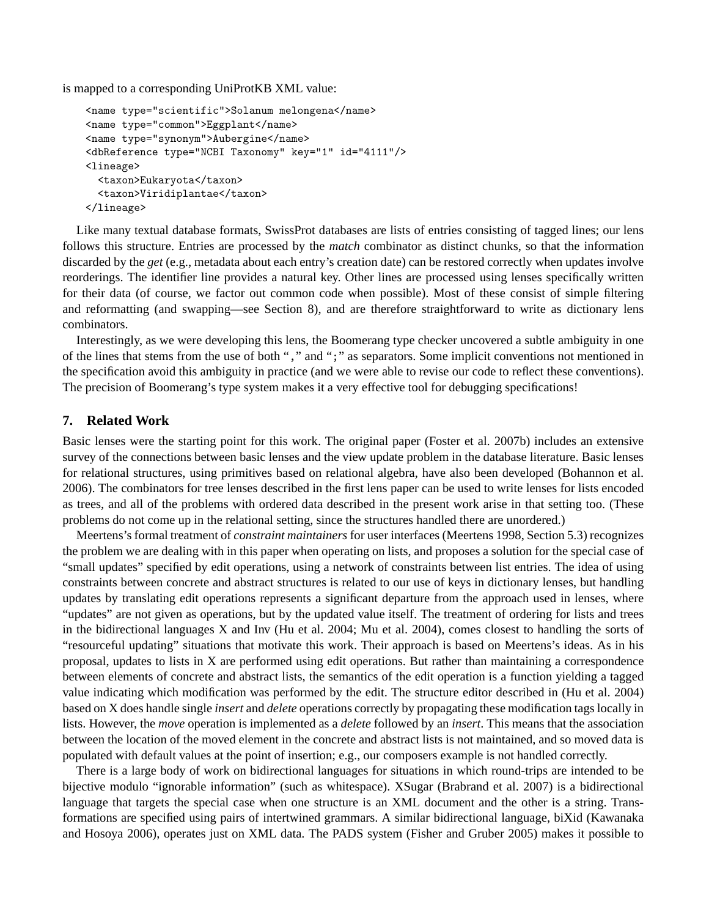is mapped to a corresponding UniProtKB XML value:

```
<name type="scientific">Solanum melongena</name>
<name type="common">Eggplant</name>
<name type="synonym">Aubergine</name>
<dbReference type="NCBI Taxonomy" key="1" id="4111"/>
<lineage>
  <taxon>Eukaryota</taxon>
  <taxon>Viridiplantae</taxon>
</lineage>
```

Like many textual database formats, SwissProt databases are lists of entries consisting of tagged lines; our lens follows this structure. Entries are processed by the *match* combinator as distinct chunks, so that the information discarded by the *get* (e.g., metadata about each entry's creation date) can be restored correctly when updates involve reorderings. The identifier line provides a natural key. Other lines are processed using lenses specifically written for their data (of course, we factor out common code when possible). Most of these consist of simple filtering and reformatting (and swapping—see Section 8), and are therefore straightforward to write as dictionary lens combinators.

Interestingly, as we were developing this lens, the Boomerang type checker uncovered a subtle ambiguity in one of the lines that stems from the use of both "`,`" and "`;`" as separators. Some implicit conventions not mentioned in the specification avoid this ambiguity in practice (and we were able to revise our code to reflect these conventions). The precision of Boomerang's type system makes it a very effective tool for debugging specifications!

## 7. Related Work

Basic lenses were the starting point for this work. The original paper (Foster et al. 2007b) includes an extensive survey of the connections between basic lenses and the view update problem in the database literature. Basic lenses for relational structures, using primitives based on relational algebra, have also been developed (Bohannon et al. 2006). The combinators for tree lenses described in the first lens paper can be used to write lenses for lists encoded as trees, and all of the problems with ordered data described in the present work arise in that setting too. (These problems do not come up in the relational setting, since the structures handled there are unordered.)

Meertens's formal treatment of *constraint maintainers* for user interfaces (Meertens 1998, Section 5.3) recognizes the problem we are dealing with in this paper when operating on lists, and proposes a solution for the special case of "small updates" specified by edit operations, using a network of constraints between list entries. The idea of using constraints between concrete and abstract structures is related to our use of keys in dictionary lenses, but handling updates by translating edit operations represents a significant departure from the approach used in lenses, where "updates" are not given as operations, but by the updated value itself. The treatment of ordering for lists and trees in the bidirectional languages X and Inv (Hu et al. 2004; Mu et al. 2004), comes closest to handling the sorts of "resourceful updating" situations that motivate this work. Their approach is based on Meertens's ideas. As in his proposal, updates to lists in X are performed using edit operations. But rather than maintaining a correspondence between elements of concrete and abstract lists, the semantics of the edit operation is a function yielding a tagged value indicating which modification was performed by the edit. The structure editor described in (Hu et al. 2004) based on X does handle single *insert* and *delete* operations correctly by propagating these modification tags locally in lists. However, the *move* operation is implemented as a *delete* followed by an *insert*. This means that the association between the location of the moved element in the concrete and abstract lists is not maintained, and so moved data is populated with default values at the point of insertion; e.g., our composers example is not handled correctly.

There is a large body of work on bidirectional languages for situations in which round-trips are intended to be bijective modulo "ignorable information" (such as whitespace). XSugar (Brabrand et al. 2007) is a bidirectional language that targets the special case when one structure is an XML document and the other is a string. Transformations are specified using pairs of intertwined grammars. A similar bidirectional language, biXid (Kawanaka and Hosoya 2006), operates just on XML data. The PADS system (Fisher and Gruber 2005) makes it possible to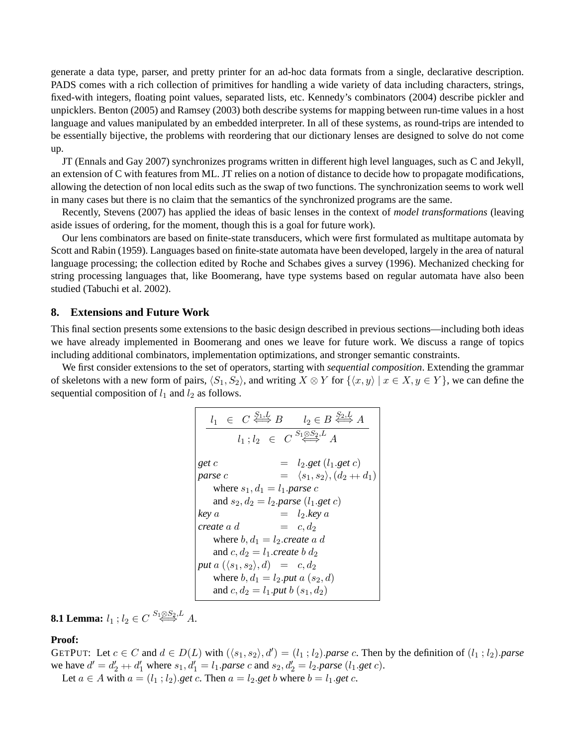generate a data type, parser, and pretty printer for an ad-hoc data formats from a single, declarative description. PADS comes with a rich collection of primitives for handling a wide variety of data including characters, strings, fixed-with integers, floating point values, separated lists, etc. Kennedy's combinators (2004) describe pickler and unpicklers. Benton (2005) and Ramsey (2003) both describe systems for mapping between run-time values in a host language and values manipulated by an embedded interpreter. In all of these systems, as round-trips are intended to be essentially bijective, the problems with reordering that our dictionary lenses are designed to solve do not come up.

JT (Ennals and Gay 2007) synchronizes programs written in different high level languages, such as C and Jekyll, an extension of C with features from ML. JT relies on a notion of distance to decide how to propagate modifications, allowing the detection of non local edits such as the swap of two functions. The synchronization seems to work well in many cases but there is no claim that the semantics of the synchronized programs are the same.

Recently, Stevens (2007) has applied the ideas of basic lenses in the context of *model transformations* (leaving aside issues of ordering, for the moment, though this is a goal for future work).

Our lens combinators are based on finite-state transducers, which were first formulated as multitape automata by Scott and Rabin (1959). Languages based on finite-state automata have been developed, largely in the area of natural language processing; the collection edited by Roche and Schabes gives a survey (1996). Mechanized checking for string processing languages that, like Boomerang, have type systems based on regular automata have also been studied (Tabuchi et al. 2002).

## 8. Extensions and Future Work

This final section presents some extensions to the basic design described in previous sections—including both ideas we have already implemented in Boomerang and ones we leave for future work. We discuss a range of topics including additional combinators, implementation optimizations, and stronger semantic constraints.

We first consider extensions to the set of operators, starting with *sequential composition*. Extending the grammar of skeletons with a new form of pairs, $\langle S_1, S_2\rangle$, and writing $X \otimes Y$ for $\{\langle x, y\rangle \mid x \in X, y \in Y\}$, we can define the sequential composition of $l_1$ and $l_2$ as follows.

$$\frac{l_1 \;\in\; C \overset{S_1,L}{\Longleftrightarrow} B \qquad l_2 \in B \overset{S_2,L}{\Longleftrightarrow} A}{l_1\,;l_2 \;\in\; C \overset{S_1\otimes S_2,L}{\Longleftrightarrow} A}$$

$$\begin{array}{lll}
\textit{get}\ c & = & l_2.\textit{get}\ (l_1.\textit{get}\ c) \\
\textit{parse}\ c & = & \langle s_1, s_2\rangle, (d_2 +\!\!+\, d_1) \\
\quad \text{where } s_1, d_1 = l_1.\textit{parse}\ c & & \\
\quad \text{and } s_2, d_2 = l_2.\textit{parse}\ (l_1.\textit{get}\ c) & & \\
\textit{key}\ a & = & l_2.\textit{key}\ a \\
\textit{create}\ a\ d & = & c, d_2 \\
\quad \text{where } b, d_1 = l_2.\textit{create}\ a\ d & & \\
\quad \text{and } c, d_2 = l_1.\textit{create}\ b\ d_2 & & \\
\textit{put}\ a\ (\langle s_1, s_2\rangle, d) & = & c, d_2 \\
\quad \text{where } b, d_1 = l_2.\textit{put}\ a\ (s_2, d) & & \\
\quad \text{and } c, d_2 = l_1.\textit{put}\ b\ (s_1, d_2) & &
\end{array}$$

**8.1 Lemma:** $l_1\,;l_2 \in C \overset{S_1\otimes S_2,L}{\Longleftrightarrow} A$.

**Proof:**
GETPUT: Let $c \in C$ and $d \in D(L)$ with $(\langle s_1, s_2\rangle, d') = (l_1\,;l_2).\textit{parse}\ c$. Then by the definition of $(l_1\,;l_2).\textit{parse}$ we have $d' = d_2' +\!\!+\, d_1'$ where $s_1, d_1' = l_1.\textit{parse}\ c$ and $s_2, d_2' = l_2.\textit{parse}\ (l_1.\textit{get}\ c)$.

Let $a \in A$ with $a = (l_1\,;l_2).\textit{get}\ c$. Then $a = l_2.\textit{get}\ b$ where $b = l_1.\textit{get}\ c$.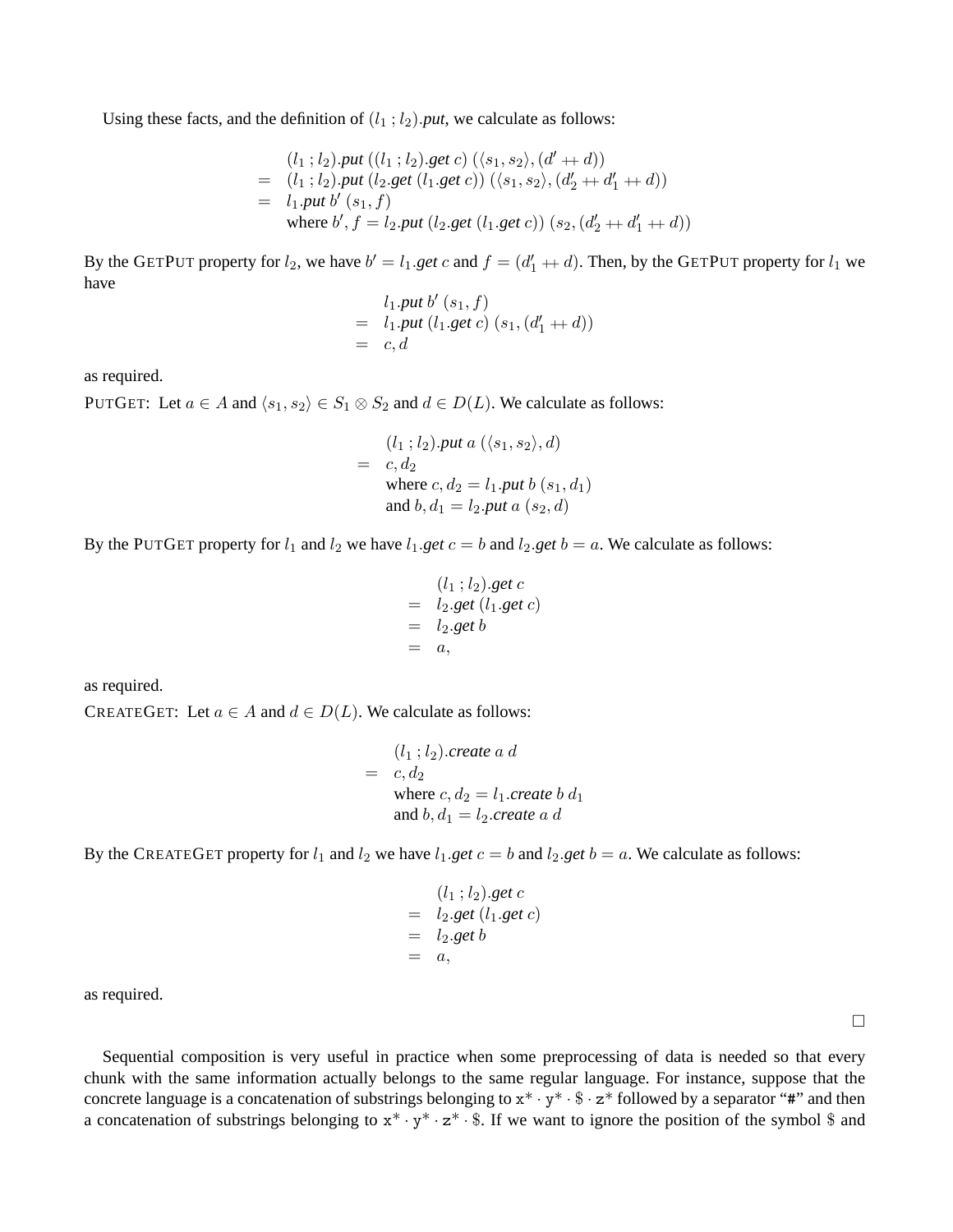Using these facts, and the definition of $(l_1\,;l_2).put$, we calculate as follows:

$$
\begin{array}{ll}
 & (l_1\,;l_2).put\;((l_1\,;l_2).get\;c)\;(\langle s_1, s_2\rangle, (d' +\!\!+\; d)) \\
= & (l_1\,;l_2).put\;(l_2.get\;(l_1.get\;c))\;(\langle s_1, s_2\rangle, (d'_2 +\!\!+\; d'_1 +\!\!+\; d)) \\
= & l_1.put\;b'\;(s_1, f) \\
 & \text{where } b', f = l_2.put\;(l_2.get\;(l_1.get\;c))\;(s_2, (d'_2 +\!\!+\; d'_1 +\!\!+\; d))
\end{array}
$$

By the GETPUT property for $l_2$, we have $b' = l_1.get\;c$ and $f = (d'_1 +\!\!+\; d)$. Then, by the GETPUT property for $l_1$ we have

$$
\begin{array}{ll}
 & l_1.put\;b'\;(s_1, f) \\
= & l_1.put\;(l_1.get\;c)\;(s_1, (d'_1 +\!\!+\; d)) \\
= & c, d
\end{array}
$$

as required.

PUTGET: Let $a \in A$ and $\langle s_1, s_2\rangle \in S_1 \otimes S_2$ and $d \in D(L)$. We calculate as follows:

$$
\begin{array}{ll}
 & (l_1\,;l_2).put\;a\;(\langle s_1, s_2\rangle, d) \\
= & c, d_2 \\
 & \text{where } c, d_2 = l_1.put\;b\;(s_1, d_1) \\
 & \text{and } b, d_1 = l_2.put\;a\;(s_2, d)
\end{array}
$$

By the PUTGET property for $l_1$ and $l_2$ we have $l_1.get\;c = b$ and $l_2.get\;b = a$. We calculate as follows:

$$
\begin{array}{ll}
 & (l_1\,;l_2).get\;c \\
= & l_2.get\;(l_1.get\;c) \\
= & l_2.get\;b \\
= & a,
\end{array}
$$

as required.

CREATEGET: Let $a \in A$ and $d \in D(L)$. We calculate as follows:

$$
\begin{array}{ll}
 & (l_1\,;l_2).create\;a\;d \\
= & c, d_2 \\
 & \text{where } c, d_2 = l_1.create\;b\;d_1 \\
 & \text{and } b, d_1 = l_2.create\;a\;d
\end{array}
$$

By the CREATEGET property for $l_1$ and $l_2$ we have $l_1.get\;c = b$ and $l_2.get\;b = a$. We calculate as follows:

$$
\begin{array}{ll}
 & (l_1\,;l_2).get\;c \\
= & l_2.get\;(l_1.get\;c) \\
= & l_2.get\;b \\
= & a,
\end{array}
$$

as required.

□

Sequential composition is very useful in practice when some preprocessing of data is needed so that every chunk with the same information actually belongs to the same regular language. For instance, suppose that the concrete language is a concatenation of substrings belonging to $\texttt{x}^* \cdot \texttt{y}^* \cdot \$ \cdot \texttt{z}^*$ followed by a separator "#" and then a concatenation of substrings belonging to $\texttt{x}^* \cdot \texttt{y}^* \cdot \texttt{z}^* \cdot \$$. If we want to ignore the position of the symbol $\$$ and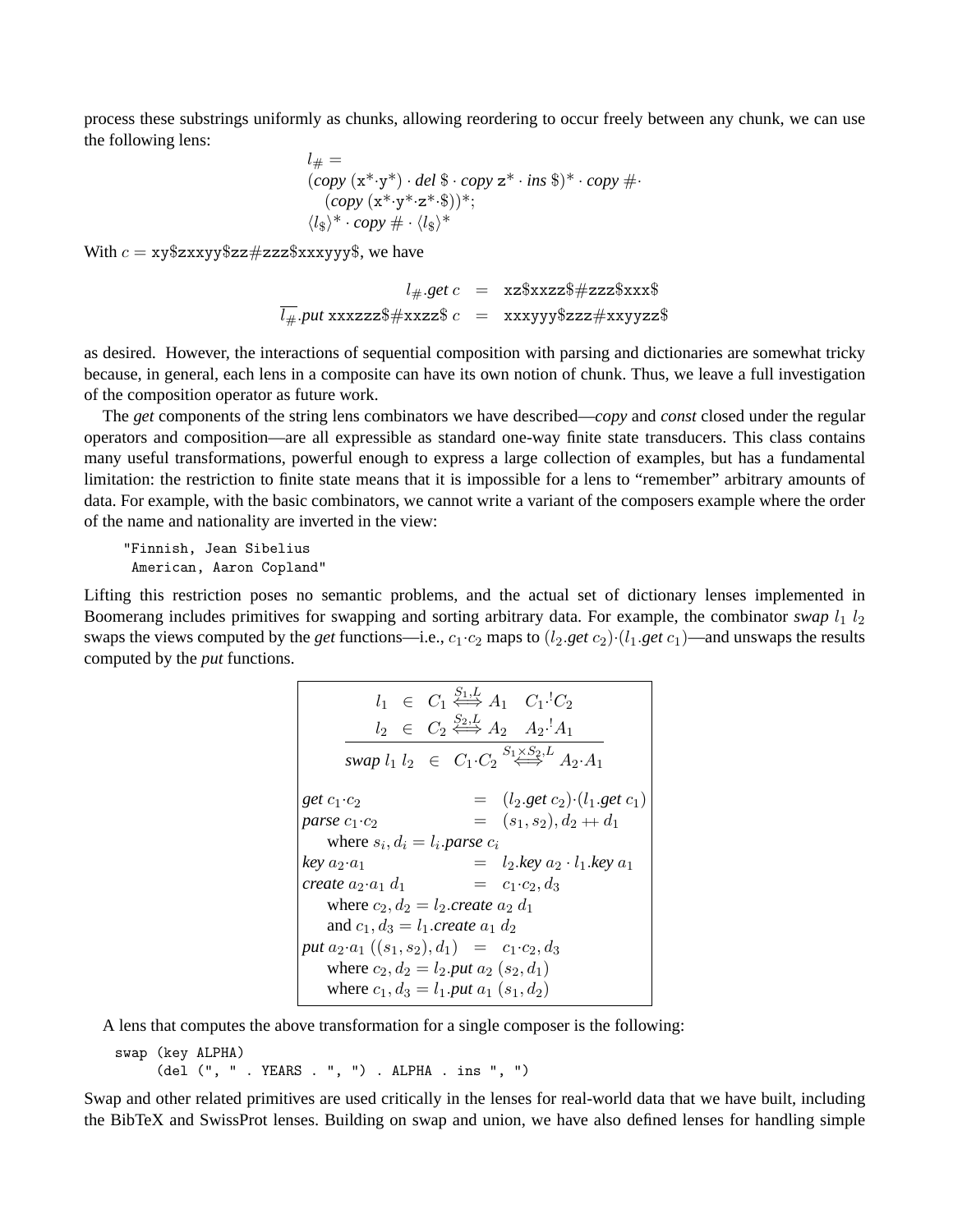process these substrings uniformly as chunks, allowing reordering to occur freely between any chunk, we can use the following lens:

$$
\begin{array}{l}
l_{\#} = \\
(\textit{copy}\ (\mathtt{x}^{*}\cdot\mathtt{y}^{*})\cdot \textit{del}\ \$ \cdot \textit{copy}\ \mathtt{z}^{*}\cdot \textit{ins}\ \$)^{*}\cdot \textit{copy}\ \#\cdot \\
\quad (\textit{copy}\ (\mathtt{x}^{*}\cdot\mathtt{y}^{*}\cdot\mathtt{z}^{*}\cdot\$))^{*}; \\
\langle l_{\$}\rangle^{*}\cdot \textit{copy}\ \#\cdot \langle l_{\$}\rangle^{*}
\end{array}
$$

With $c = \mathtt{xy\$zxxyy\$zz\#zzz\$xxyyy\$}$, we have

$$
\begin{array}{rcl}
l_{\#}.\textit{get}\ c & = & \mathtt{xz\$xxzz\$\#zzz\$xxx\$} \\
\overline{l_{\#}}.\textit{put}\ \mathtt{xxxzzz\$\#xxzz\$}\ c & = & \mathtt{xxxyyy\$zzz\#xxyyzz\$}
\end{array}
$$

as desired. However, the interactions of sequential composition with parsing and dictionaries are somewhat tricky because, in general, each lens in a composite can have its own notion of chunk. Thus, we leave a full investigation of the composition operator as future work.

The *get* components of the string lens combinators we have described—*copy* and *const* closed under the regular operators and composition—are all expressible as standard one-way finite state transducers. This class contains many useful transformations, powerful enough to express a large collection of examples, but has a fundamental limitation: the restriction to finite state means that it is impossible for a lens to "remember" arbitrary amounts of data. For example, with the basic combinators, we cannot write a variant of the composers example where the order of the name and nationality are inverted in the view:

```
"Finnish, Jean Sibelius
 American, Aaron Copland"
```

Lifting this restriction poses no semantic problems, and the actual set of dictionary lenses implemented in Boomerang includes primitives for swapping and sorting arbitrary data. For example, the combinator *swap* $l_1\ l_2$ swaps the views computed by the *get* functions—i.e., $c_1{\cdot}c_2$ maps to $(l_2.\textit{get}\ c_2){\cdot}(l_1.\textit{get}\ c_1)$—and unswaps the results computed by the *put* functions.

$$
\frac{\begin{array}{l} l_1 \in C_1 \stackrel{S_1,L}{\Longleftrightarrow} A_1 \quad C_1{\cdot}^{!}C_2 \\ l_2 \in C_2 \stackrel{S_2,L}{\Longleftrightarrow} A_2 \quad A_2{\cdot}^{!}A_1 \end{array}}{\textit{swap}\ l_1\ l_2 \in C_1{\cdot}C_2 \stackrel{S_1\times S_2,L}{\Longleftrightarrow} A_2{\cdot}A_1}
$$

$$
\begin{array}{lcl}
\textit{get}\ c_1{\cdot}c_2 & = & (l_2.\textit{get}\ c_2){\cdot}(l_1.\textit{get}\ c_1) \\
\textit{parse}\ c_1{\cdot}c_2 & = & (s_1,s_2), d_2 +\!\!+\ d_1 \\
\quad \text{where } s_i, d_i = l_i.\textit{parse}\ c_i & & \\
\textit{key}\ a_2{\cdot}a_1 & = & l_2.\textit{key}\ a_2 \cdot l_1.\textit{key}\ a_1 \\
\textit{create}\ a_2{\cdot}a_1\ d_1 & = & c_1{\cdot}c_2, d_3 \\
\quad \text{where } c_2, d_2 = l_2.\textit{create}\ a_2\ d_1 & & \\
\quad \text{and } c_1, d_3 = l_1.\textit{create}\ a_1\ d_2 & & \\
\textit{put}\ a_2{\cdot}a_1\ ((s_1,s_2),d_1) & = & c_1{\cdot}c_2, d_3 \\
\quad \text{where } c_2, d_2 = l_2.\textit{put}\ a_2\ (s_2,d_1) & & \\
\quad \text{where } c_1, d_3 = l_1.\textit{put}\ a_1\ (s_1,d_2) & &
\end{array}
$$

A lens that computes the above transformation for a single composer is the following:

```
swap (key ALPHA)
     (del (", " . YEARS . ", ") . ALPHA . ins ", ")
```

Swap and other related primitives are used critically in the lenses for real-world data that we have built, including the BibTeX and SwissProt lenses. Building on swap and union, we have also defined lenses for handling simple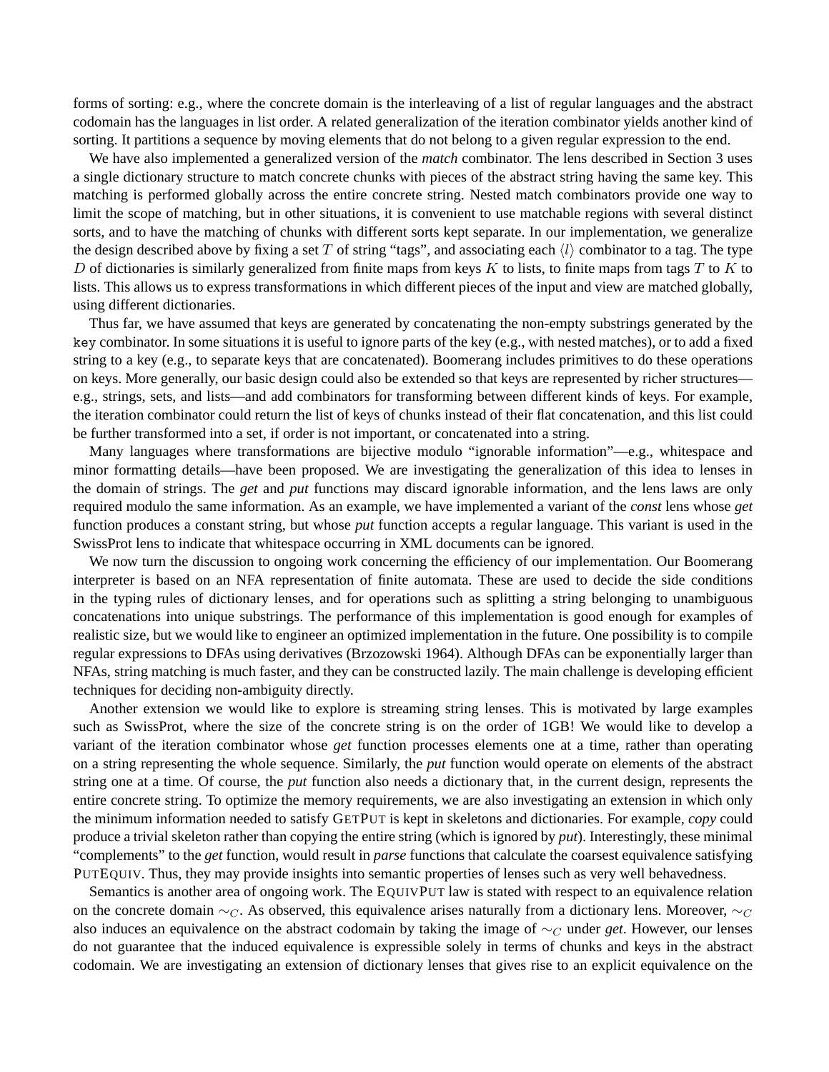forms of sorting: e.g., where the concrete domain is the interleaving of a list of regular languages and the abstract codomain has the languages in list order. A related generalization of the iteration combinator yields another kind of sorting. It partitions a sequence by moving elements that do not belong to a given regular expression to the end.

We have also implemented a generalized version of the *match* combinator. The lens described in Section 3 uses a single dictionary structure to match concrete chunks with pieces of the abstract string having the same key. This matching is performed globally across the entire concrete string. Nested match combinators provide one way to limit the scope of matching, but in other situations, it is convenient to use matchable regions with several distinct sorts, and to have the matching of chunks with different sorts kept separate. In our implementation, we generalize the design described above by fixing a set $T$ of string "tags", and associating each $\langle l \rangle$ combinator to a tag. The type $D$ of dictionaries is similarly generalized from finite maps from keys $K$ to lists, to finite maps from tags $T$ to $K$ to lists. This allows us to express transformations in which different pieces of the input and view are matched globally, using different dictionaries.

Thus far, we have assumed that keys are generated by concatenating the non-empty substrings generated by the `key` combinator. In some situations it is useful to ignore parts of the key (e.g., with nested matches), or to add a fixed string to a key (e.g., to separate keys that are concatenated). Boomerang includes primitives to do these operations on keys. More generally, our basic design could also be extended so that keys are represented by richer structures—e.g., strings, sets, and lists—and add combinators for transforming between different kinds of keys. For example, the iteration combinator could return the list of keys of chunks instead of their flat concatenation, and this list could be further transformed into a set, if order is not important, or concatenated into a string.

Many languages where transformations are bijective modulo "ignorable information"—e.g., whitespace and minor formatting details—have been proposed. We are investigating the generalization of this idea to lenses in the domain of strings. The *get* and *put* functions may discard ignorable information, and the lens laws are only required modulo the same information. As an example, we have implemented a variant of the *const* lens whose *get* function produces a constant string, but whose *put* function accepts a regular language. This variant is used in the SwissProt lens to indicate that whitespace occurring in XML documents can be ignored.

We now turn the discussion to ongoing work concerning the efficiency of our implementation. Our Boomerang interpreter is based on an NFA representation of finite automata. These are used to decide the side conditions in the typing rules of dictionary lenses, and for operations such as splitting a string belonging to unambiguous concatenations into unique substrings. The performance of this implementation is good enough for examples of realistic size, but we would like to engineer an optimized implementation in the future. One possibility is to compile regular expressions to DFAs using derivatives (Brzozowski 1964). Although DFAs can be exponentially larger than NFAs, string matching is much faster, and they can be constructed lazily. The main challenge is developing efficient techniques for deciding non-ambiguity directly.

Another extension we would like to explore is streaming string lenses. This is motivated by large examples such as SwissProt, where the size of the concrete string is on the order of 1GB! We would like to develop a variant of the iteration combinator whose *get* function processes elements one at a time, rather than operating on a string representing the whole sequence. Similarly, the *put* function would operate on elements of the abstract string one at a time. Of course, the *put* function also needs a dictionary that, in the current design, represents the entire concrete string. To optimize the memory requirements, we are also investigating an extension in which only the minimum information needed to satisfy GETPUT is kept in skeletons and dictionaries. For example, *copy* could produce a trivial skeleton rather than copying the entire string (which is ignored by *put*). Interestingly, these minimal "complements" to the *get* function, would result in *parse* functions that calculate the coarsest equivalence satisfying PUTEQUIV. Thus, they may provide insights into semantic properties of lenses such as very well behavedness.

Semantics is another area of ongoing work. The EQUIVPUT law is stated with respect to an equivalence relation on the concrete domain $\sim_C$. As observed, this equivalence arises naturally from a dictionary lens. Moreover, $\sim_C$ also induces an equivalence on the abstract codomain by taking the image of $\sim_C$ under *get*. However, our lenses do not guarantee that the induced equivalence is expressible solely in terms of chunks and keys in the abstract codomain. We are investigating an extension of dictionary lenses that gives rise to an explicit equivalence on the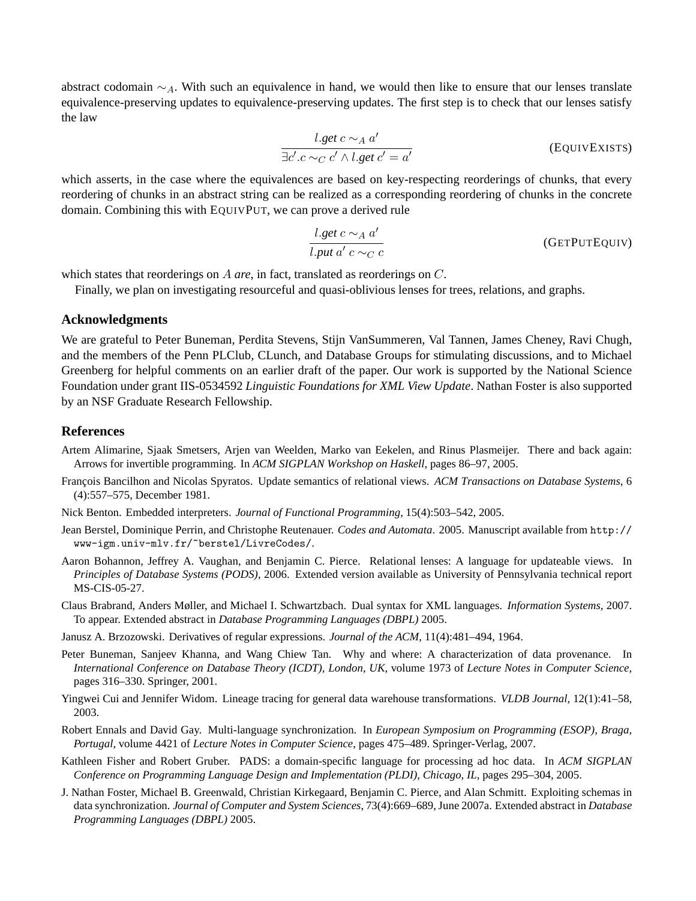abstract codomain $\sim_A$. With such an equivalence in hand, we would then like to ensure that our lenses translate equivalence-preserving updates to equivalence-preserving updates. The first step is to check that our lenses satisfy the law

$$\frac{l.\mathit{get}\ c \sim_A a'}{\exists c'. c \sim_C c' \wedge l.\mathit{get}\ c' = a'} \qquad \text{(EquivExists)}$$

which asserts, in the case where the equivalences are based on key-respecting reorderings of chunks, that every reordering of chunks in an abstract string can be realized as a corresponding reordering of chunks in the concrete domain. Combining this with EquivPut, we can prove a derived rule

$$\frac{l.\mathit{get}\ c \sim_A a'}{l.\mathit{put}\ a'\ c \sim_C c} \qquad \text{(GetPutEquiv)}$$

which states that reorderings on $A$ *are*, in fact, translated as reorderings on $C$.

Finally, we plan on investigating resourceful and quasi-oblivious lenses for trees, relations, and graphs.

## Acknowledgments

We are grateful to Peter Buneman, Perdita Stevens, Stijn VanSummeren, Val Tannen, James Cheney, Ravi Chugh, and the members of the Penn PLClub, CLunch, and Database Groups for stimulating discussions, and to Michael Greenberg for helpful comments on an earlier draft of the paper. Our work is supported by the National Science Foundation under grant IIS-0534592 *Linguistic Foundations for XML View Update*. Nathan Foster is also supported by an NSF Graduate Research Fellowship.

## References

Artem Alimarine, Sjaak Smetsers, Arjen van Weelden, Marko van Eekelen, and Rinus Plasmeijer. There and back again: Arrows for invertible programming. In *ACM SIGPLAN Workshop on Haskell*, pages 86–97, 2005.

François Bancilhon and Nicolas Spyratos. Update semantics of relational views. *ACM Transactions on Database Systems*, 6 (4):557–575, December 1981.

Nick Benton. Embedded interpreters. *Journal of Functional Programming*, 15(4):503–542, 2005.

Jean Berstel, Dominique Perrin, and Christophe Reutenauer. *Codes and Automata*. 2005. Manuscript available from `http://www-igm.univ-mlv.fr/~berstel/LivreCodes/`.

Aaron Bohannon, Jeffrey A. Vaughan, and Benjamin C. Pierce. Relational lenses: A language for updateable views. In *Principles of Database Systems (PODS)*, 2006. Extended version available as University of Pennsylvania technical report MS-CIS-05-27.

Claus Brabrand, Anders Møller, and Michael I. Schwartzbach. Dual syntax for XML languages. *Information Systems*, 2007. To appear. Extended abstract in *Database Programming Languages (DBPL)* 2005.

Janusz A. Brzozowski. Derivatives of regular expressions. *Journal of the ACM*, 11(4):481–494, 1964.

Peter Buneman, Sanjeev Khanna, and Wang Chiew Tan. Why and where: A characterization of data provenance. In *International Conference on Database Theory (ICDT), London, UK*, volume 1973 of *Lecture Notes in Computer Science*, pages 316–330. Springer, 2001.

Yingwei Cui and Jennifer Widom. Lineage tracing for general data warehouse transformations. *VLDB Journal*, 12(1):41–58, 2003.

Robert Ennals and David Gay. Multi-language synchronization. In *European Symposium on Programming (ESOP), Braga, Portugal*, volume 4421 of *Lecture Notes in Computer Science*, pages 475–489. Springer-Verlag, 2007.

Kathleen Fisher and Robert Gruber. PADS: a domain-specific language for processing ad hoc data. In *ACM SIGPLAN Conference on Programming Language Design and Implementation (PLDI), Chicago, IL*, pages 295–304, 2005.

J. Nathan Foster, Michael B. Greenwald, Christian Kirkegaard, Benjamin C. Pierce, and Alan Schmitt. Exploiting schemas in data synchronization. *Journal of Computer and System Sciences*, 73(4):669–689, June 2007a. Extended abstract in *Database Programming Languages (DBPL)* 2005.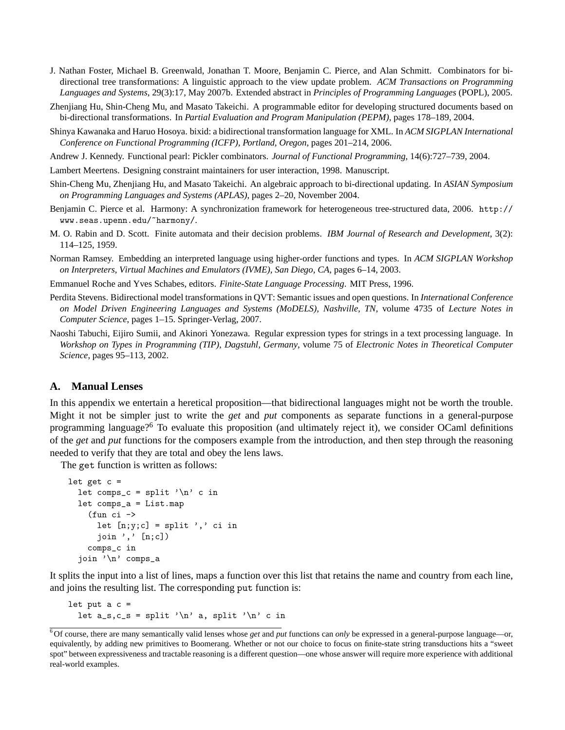J. Nathan Foster, Michael B. Greenwald, Jonathan T. Moore, Benjamin C. Pierce, and Alan Schmitt. Combinators for bi-directional tree transformations: A linguistic approach to the view update problem. *ACM Transactions on Programming Languages and Systems*, 29(3):17, May 2007b. Extended abstract in *Principles of Programming Languages* (POPL), 2005.

Zhenjiang Hu, Shin-Cheng Mu, and Masato Takeichi. A programmable editor for developing structured documents based on bi-directional transformations. In *Partial Evaluation and Program Manipulation (PEPM)*, pages 178–189, 2004.

Shinya Kawanaka and Haruo Hosoya. bixid: a bidirectional transformation language for XML. In *ACM SIGPLAN International Conference on Functional Programming (ICFP), Portland, Oregon*, pages 201–214, 2006.

Andrew J. Kennedy. Functional pearl: Pickler combinators. *Journal of Functional Programming*, 14(6):727–739, 2004.

Lambert Meertens. Designing constraint maintainers for user interaction, 1998. Manuscript.

Shin-Cheng Mu, Zhenjiang Hu, and Masato Takeichi. An algebraic approach to bi-directional updating. In *ASIAN Symposium on Programming Languages and Systems (APLAS)*, pages 2–20, November 2004.

Benjamin C. Pierce et al. Harmony: A synchronization framework for heterogeneous tree-structured data, 2006. `http://www.seas.upenn.edu/~harmony/`.

M. O. Rabin and D. Scott. Finite automata and their decision problems. *IBM Journal of Research and Development*, 3(2): 114–125, 1959.

Norman Ramsey. Embedding an interpreted language using higher-order functions and types. In *ACM SIGPLAN Workshop on Interpreters, Virtual Machines and Emulators (IVME), San Diego, CA*, pages 6–14, 2003.

Emmanuel Roche and Yves Schabes, editors. *Finite-State Language Processing*. MIT Press, 1996.

Perdita Stevens. Bidirectional model transformations in QVT: Semantic issues and open questions. In *International Conference on Model Driven Engineering Languages and Systems (MoDELS), Nashville, TN*, volume 4735 of *Lecture Notes in Computer Science*, pages 1–15. Springer-Verlag, 2007.

Naoshi Tabuchi, Eijiro Sumii, and Akinori Yonezawa. Regular expression types for strings in a text processing language. In *Workshop on Types in Programming (TIP), Dagstuhl, Germany*, volume 75 of *Electronic Notes in Theoretical Computer Science*, pages 95–113, 2002.

## A. Manual Lenses

In this appendix we entertain a heretical proposition—that bidirectional languages might not be worth the trouble. Might it not be simpler just to write the *get* and *put* components as separate functions in a general-purpose programming language?[6] To evaluate this proposition (and ultimately reject it), we consider OCaml definitions of the *get* and *put* functions for the composers example from the introduction, and then step through the reasoning needed to verify that they are total and obey the lens laws.

The `get` function is written as follows:

```
let get c =
  let comps_c = split '\n' c in
  let comps_a = List.map
    (fun ci ->
      let [n;y;c] = split ',' ci in
      join ',' [n;c])
    comps_c in
  join '\n' comps_a
```

It splits the input into a list of lines, maps a function over this list that retains the name and country from each line, and joins the resulting list. The corresponding `put` function is:

```
let put a c =
  let a_s,c_s = split '\n' a, split '\n' c in
```

[6] Of course, there are many semantically valid lenses whose *get* and *put* functions can *only* be expressed in a general-purpose language—or, equivalently, by adding new primitives to Boomerang. Whether or not our choice to focus on finite-state string transductions hits a "sweet spot" between expressiveness and tractable reasoning is a different question—one whose answer will require more experience with additional real-world examples.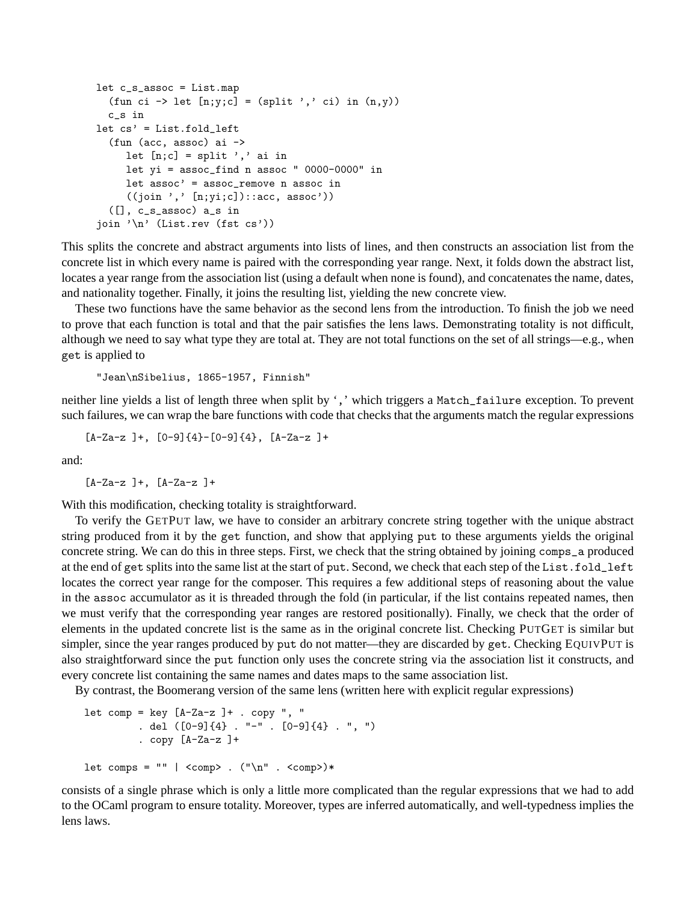```
let c_s_assoc = List.map
  (fun ci -> let [n;y;c] = (split ',' ci) in (n,y))
  c_s in
let cs' = List.fold_left
  (fun (acc, assoc) ai ->
     let [n;c] = split ',' ai in
     let yi = assoc_find n assoc " 0000-0000" in
     let assoc' = assoc_remove n assoc in
     ((join ',' [n;yi;c])::acc, assoc'))
  ([], c_s_assoc) a_s in
join '\n' (List.rev (fst cs'))
```

This splits the concrete and abstract arguments into lists of lines, and then constructs an association list from the concrete list in which every name is paired with the corresponding year range. Next, it folds down the abstract list, locates a year range from the association list (using a default when none is found), and concatenates the name, dates, and nationality together. Finally, it joins the resulting list, yielding the new concrete view.

These two functions have the same behavior as the second lens from the introduction. To finish the job we need to prove that each function is total and that the pair satisfies the lens laws. Demonstrating totality is not difficult, although we need to say what type they are total at. They are not total functions on the set of all strings—e.g., when `get` is applied to

```
"Jean\nSibelius, 1865-1957, Finnish"
```

neither line yields a list of length three when split by `','` which triggers a `Match_failure` exception. To prevent such failures, we can wrap the bare functions with code that checks that the arguments match the regular expressions

```
[A-Za-z ]+, [0-9]{4}-[0-9]{4}, [A-Za-z ]+
```

and:

```
[A-Za-z ]+, [A-Za-z ]+
```

With this modification, checking totality is straightforward.

To verify the GETPUT law, we have to consider an arbitrary concrete string together with the unique abstract string produced from it by the `get` function, and show that applying `put` to these arguments yields the original concrete string. We can do this in three steps. First, we check that the string obtained by joining `comps_a` produced at the end of `get` splits into the same list at the start of `put`. Second, we check that each step of the `List.fold_left` locates the correct year range for the composer. This requires a few additional steps of reasoning about the value in the `assoc` accumulator as it is threaded through the fold (in particular, if the list contains repeated names, then we must verify that the corresponding year ranges are restored positionally). Finally, we check that the order of elements in the updated concrete list is the same as in the original concrete list. Checking PUTGET is similar but simpler, since the year ranges produced by `put` do not matter—they are discarded by `get`. Checking EQUIVPUT is also straightforward since the `put` function only uses the concrete string via the association list it constructs, and every concrete list containing the same names and dates maps to the same association list.

By contrast, the Boomerang version of the same lens (written here with explicit regular expressions)

```
let comp = key [A-Za-z ]+ . copy ", "
         . del ([0-9]{4} . "-" . [0-9]{4} . ", ")
         . copy [A-Za-z ]+

let comps = "" | <comp> . ("\n" . <comp>)*
```

consists of a single phrase which is only a little more complicated than the regular expressions that we had to add to the OCaml program to ensure totality. Moreover, types are inferred automatically, and well-typedness implies the lens laws.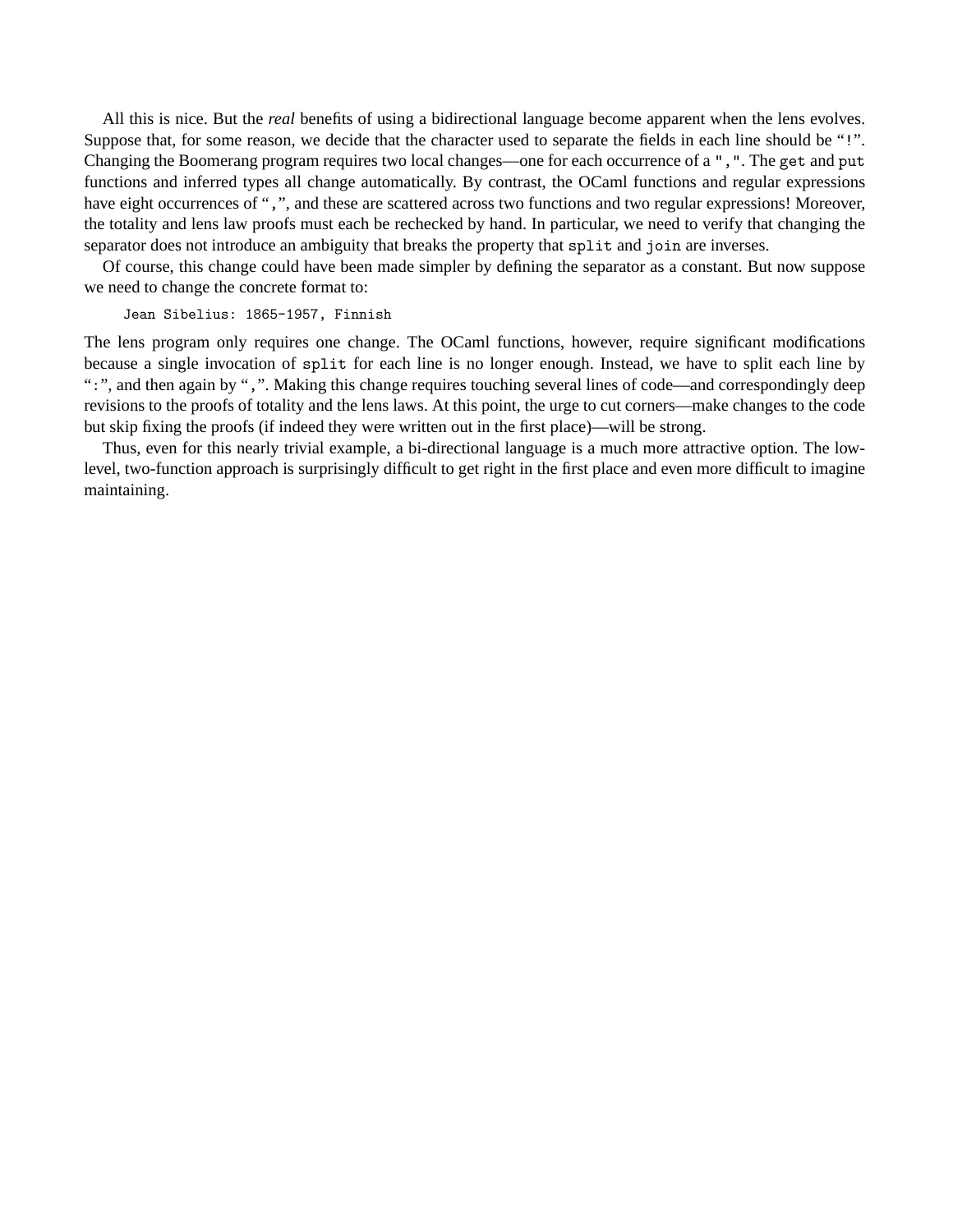All this is nice. But the *real* benefits of using a bidirectional language become apparent when the lens evolves. Suppose that, for some reason, we decide that the character used to separate the fields in each line should be "`!`". Changing the Boomerang program requires two local changes—one for each occurrence of a `","`. The `get` and `put` functions and inferred types all change automatically. By contrast, the OCaml functions and regular expressions have eight occurrences of "`,`", and these are scattered across two functions and two regular expressions! Moreover, the totality and lens law proofs must each be rechecked by hand. In particular, we need to verify that changing the separator does not introduce an ambiguity that breaks the property that `split` and `join` are inverses.

Of course, this change could have been made simpler by defining the separator as a constant. But now suppose we need to change the concrete format to:

```
Jean Sibelius: 1865-1957, Finnish
```

The lens program only requires one change. The OCaml functions, however, require significant modifications because a single invocation of `split` for each line is no longer enough. Instead, we have to split each line by "`:`", and then again by "`,`". Making this change requires touching several lines of code—and correspondingly deep revisions to the proofs of totality and the lens laws. At this point, the urge to cut corners—make changes to the code but skip fixing the proofs (if indeed they were written out in the first place)—will be strong.

Thus, even for this nearly trivial example, a bi-directional language is a much more attractive option. The low-level, two-function approach is surprisingly difficult to get right in the first place and even more difficult to imagine maintaining.